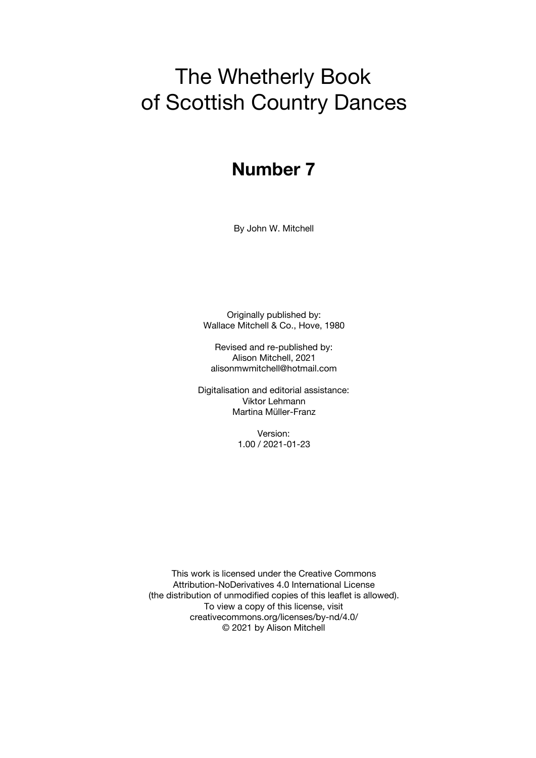# The Whetherly Book of Scottish Country Dances

## Number 7

By John W. Mitchell

Originally published by:
Wallace Mitchell & Co., Hove, 1980

Revised and re-published by:
Alison Mitchell, 2021
alisonmwmitchell@hotmail.com

Digitalisation and editorial assistance:
Viktor Lehmann
Martina Müller-Franz

Version:
1.00 / 2021-01-23

This work is licensed under the Creative Commons
Attribution-NoDerivatives 4.0 International License
(the distribution of unmodified copies of this leaflet is allowed).
To view a copy of this license, visit
creativecommons.org/licenses/by-nd/4.0/
© 2021 by Alison Mitchell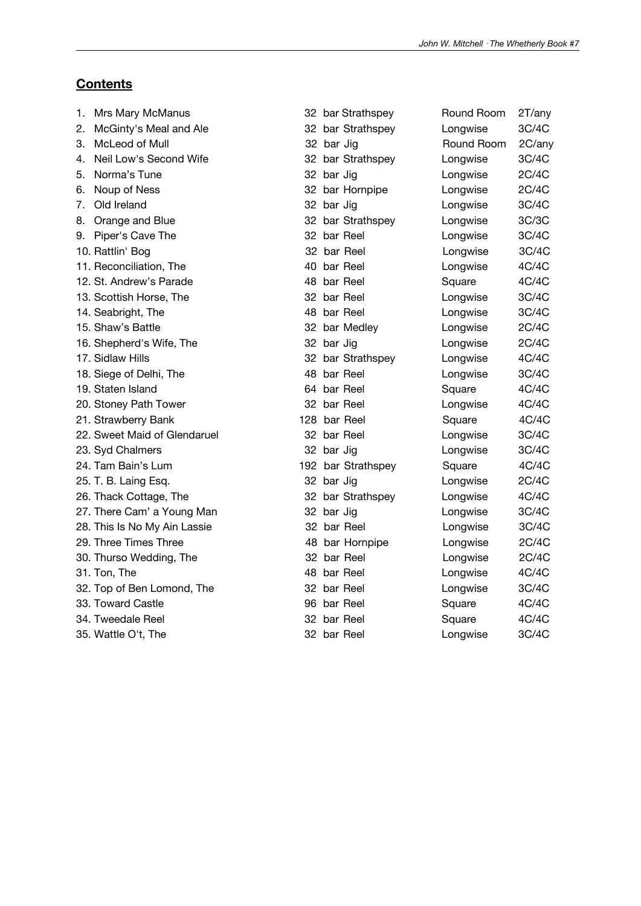## **Contents**

| | | | |
|---|---|---|---|
| 1. Mrs Mary McManus | 32 bar Strathspey | Round Room | 2T/any |
| 2. McGinty's Meal and Ale | 32 bar Strathspey | Longwise | 3C/4C |
| 3. McLeod of Mull | 32 bar Jig | Round Room | 2C/any |
| 4. Neil Low's Second Wife | 32 bar Strathspey | Longwise | 3C/4C |
| 5. Norma's Tune | 32 bar Jig | Longwise | 2C/4C |
| 6. Noup of Ness | 32 bar Hornpipe | Longwise | 2C/4C |
| 7. Old Ireland | 32 bar Jig | Longwise | 3C/4C |
| 8. Orange and Blue | 32 bar Strathspey | Longwise | 3C/3C |
| 9. Piper's Cave The | 32 bar Reel | Longwise | 3C/4C |
| 10. Rattlin' Bog | 32 bar Reel | Longwise | 3C/4C |
| 11. Reconciliation, The | 40 bar Reel | Longwise | 4C/4C |
| 12. St. Andrew's Parade | 48 bar Reel | Square | 4C/4C |
| 13. Scottish Horse, The | 32 bar Reel | Longwise | 3C/4C |
| 14. Seabright, The | 48 bar Reel | Longwise | 3C/4C |
| 15. Shaw's Battle | 32 bar Medley | Longwise | 2C/4C |
| 16. Shepherd's Wife, The | 32 bar Jig | Longwise | 2C/4C |
| 17. Sidlaw Hills | 32 bar Strathspey | Longwise | 4C/4C |
| 18. Siege of Delhi, The | 48 bar Reel | Longwise | 3C/4C |
| 19. Staten Island | 64 bar Reel | Square | 4C/4C |
| 20. Stoney Path Tower | 32 bar Reel | Longwise | 4C/4C |
| 21. Strawberry Bank | 128 bar Reel | Square | 4C/4C |
| 22. Sweet Maid of Glendaruel | 32 bar Reel | Longwise | 3C/4C |
| 23. Syd Chalmers | 32 bar Jig | Longwise | 3C/4C |
| 24. Tam Bain's Lum | 192 bar Strathspey | Square | 4C/4C |
| 25. T. B. Laing Esq. | 32 bar Jig | Longwise | 2C/4C |
| 26. Thack Cottage, The | 32 bar Strathspey | Longwise | 4C/4C |
| 27. There Cam' a Young Man | 32 bar Jig | Longwise | 3C/4C |
| 28. This Is No My Ain Lassie | 32 bar Reel | Longwise | 3C/4C |
| 29. Three Times Three | 48 bar Hornpipe | Longwise | 2C/4C |
| 30. Thurso Wedding, The | 32 bar Reel | Longwise | 2C/4C |
| 31. Ton, The | 48 bar Reel | Longwise | 4C/4C |
| 32. Top of Ben Lomond, The | 32 bar Reel | Longwise | 3C/4C |
| 33. Toward Castle | 96 bar Reel | Square | 4C/4C |
| 34. Tweedale Reel | 32 bar Reel | Square | 4C/4C |
| 35. Wattle O't, The | 32 bar Reel | Longwise | 3C/4C |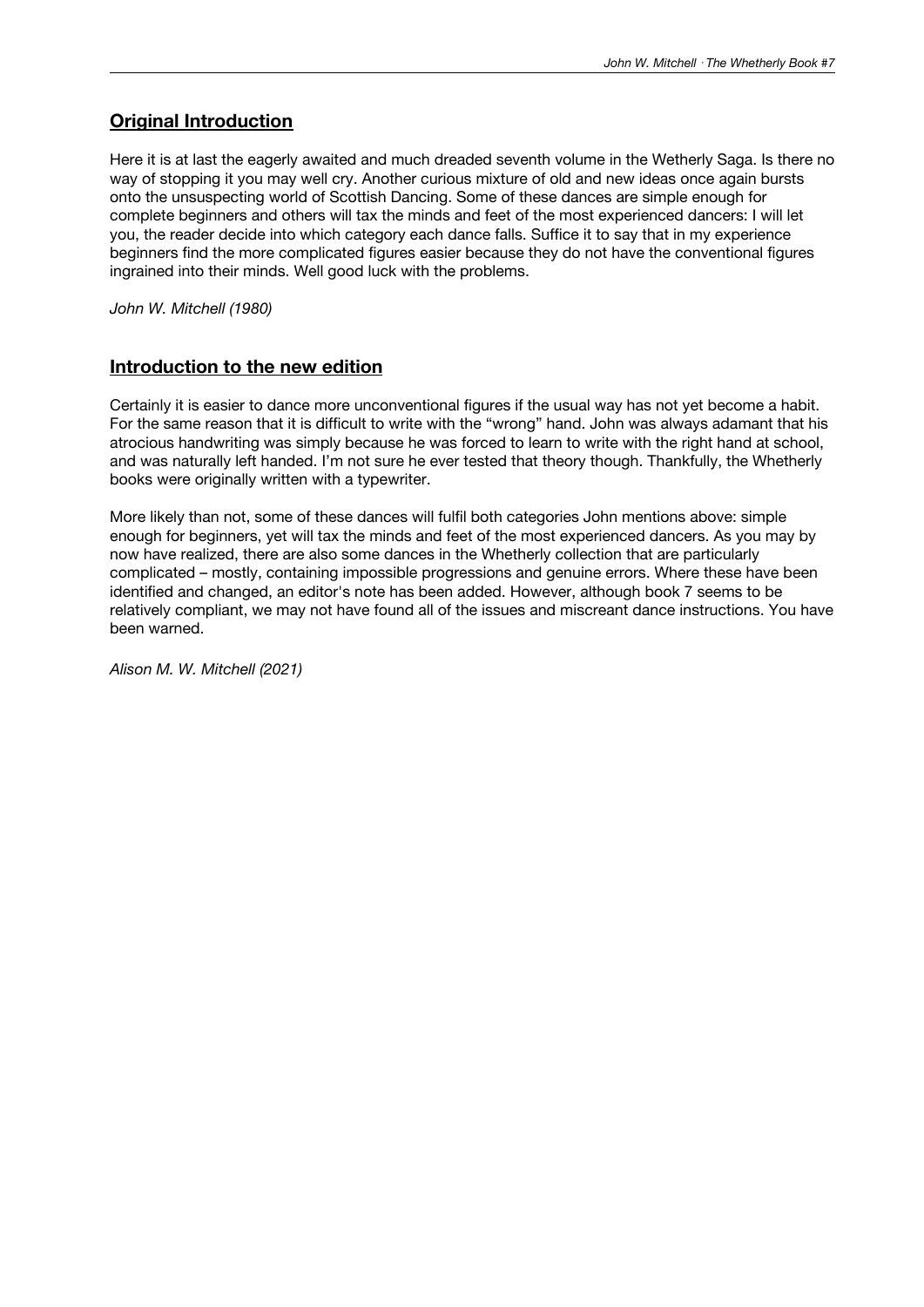## Original Introduction

Here it is at last the eagerly awaited and much dreaded seventh volume in the Wetherly Saga. Is there no way of stopping it you may well cry. Another curious mixture of old and new ideas once again bursts onto the unsuspecting world of Scottish Dancing. Some of these dances are simple enough for complete beginners and others will tax the minds and feet of the most experienced dancers: I will let you, the reader decide into which category each dance falls. Suffice it to say that in my experience beginners find the more complicated figures easier because they do not have the conventional figures ingrained into their minds. Well good luck with the problems.

*John W. Mitchell (1980)*

## Introduction to the new edition

Certainly it is easier to dance more unconventional figures if the usual way has not yet become a habit. For the same reason that it is difficult to write with the "wrong" hand. John was always adamant that his atrocious handwriting was simply because he was forced to learn to write with the right hand at school, and was naturally left handed. I'm not sure he ever tested that theory though. Thankfully, the Whetherly books were originally written with a typewriter.

More likely than not, some of these dances will fulfil both categories John mentions above: simple enough for beginners, yet will tax the minds and feet of the most experienced dancers. As you may by now have realized, there are also some dances in the Whetherly collection that are particularly complicated – mostly, containing impossible progressions and genuine errors. Where these have been identified and changed, an editor's note has been added. However, although book 7 seems to be relatively compliant, we may not have found all of the issues and miscreant dance instructions. You have been warned.

*Alison M. W. Mitchell (2021)*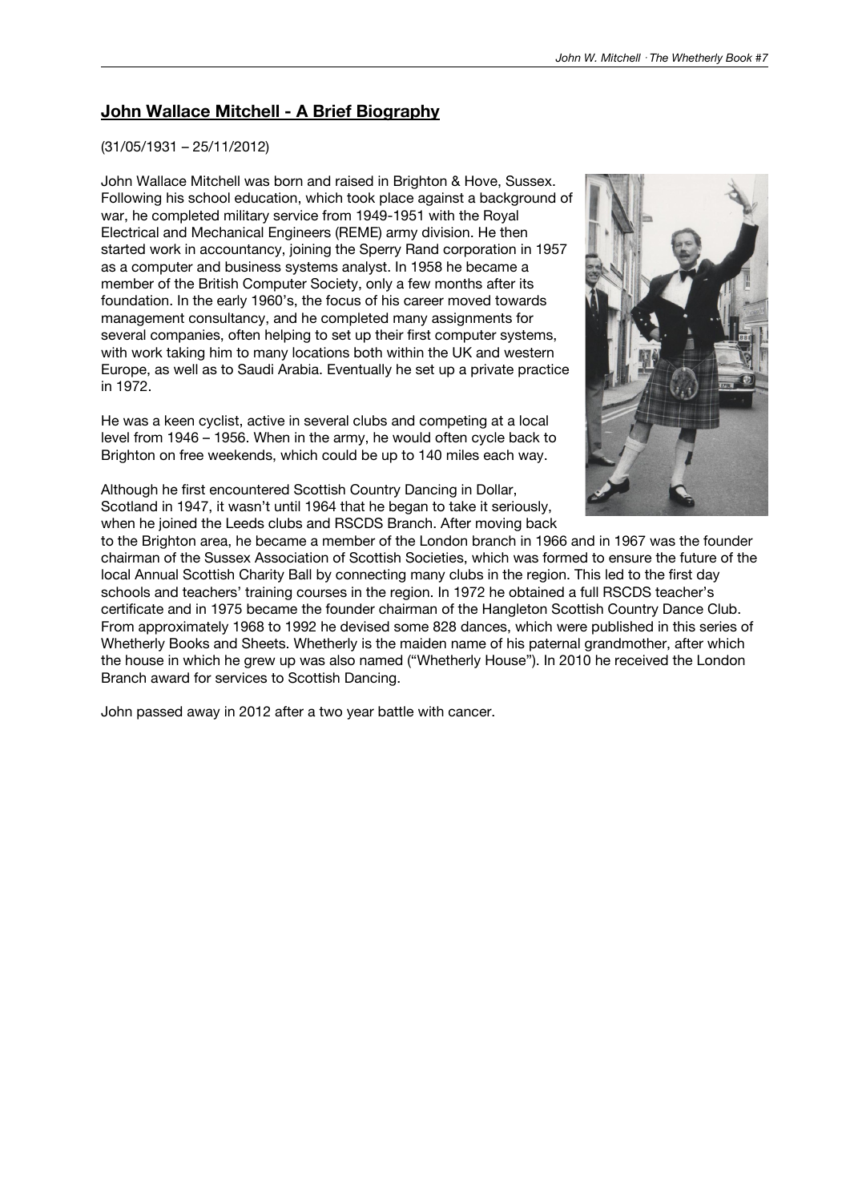## John Wallace Mitchell - A Brief Biography

(31/05/1931 – 25/11/2012)

John Wallace Mitchell was born and raised in Brighton & Hove, Sussex. Following his school education, which took place against a background of war, he completed military service from 1949-1951 with the Royal Electrical and Mechanical Engineers (REME) army division. He then started work in accountancy, joining the Sperry Rand corporation in 1957 as a computer and business systems analyst. In 1958 he became a member of the British Computer Society, only a few months after its foundation. In the early 1960's, the focus of his career moved towards management consultancy, and he completed many assignments for several companies, often helping to set up their first computer systems, with work taking him to many locations both within the UK and western Europe, as well as to Saudi Arabia. Eventually he set up a private practice in 1972.

He was a keen cyclist, active in several clubs and competing at a local level from 1946 – 1956. When in the army, he would often cycle back to Brighton on free weekends, which could be up to 140 miles each way.

Although he first encountered Scottish Country Dancing in Dollar, Scotland in 1947, it wasn't until 1964 that he began to take it seriously, when he joined the Leeds clubs and RSCDS Branch. After moving back to the Brighton area, he became a member of the London branch in 1966 and in 1967 was the founder chairman of the Sussex Association of Scottish Societies, which was formed to ensure the future of the local Annual Scottish Charity Ball by connecting many clubs in the region. This led to the first day schools and teachers' training courses in the region. In 1972 he obtained a full RSCDS teacher's certificate and in 1975 became the founder chairman of the Hangleton Scottish Country Dance Club. From approximately 1968 to 1992 he devised some 828 dances, which were published in this series of Whetherly Books and Sheets. Whetherly is the maiden name of his paternal grandmother, after which the house in which he grew up was also named ("Whetherly House"). In 2010 he received the London Branch award for services to Scottish Dancing.

John passed away in 2012 after a two year battle with cancer.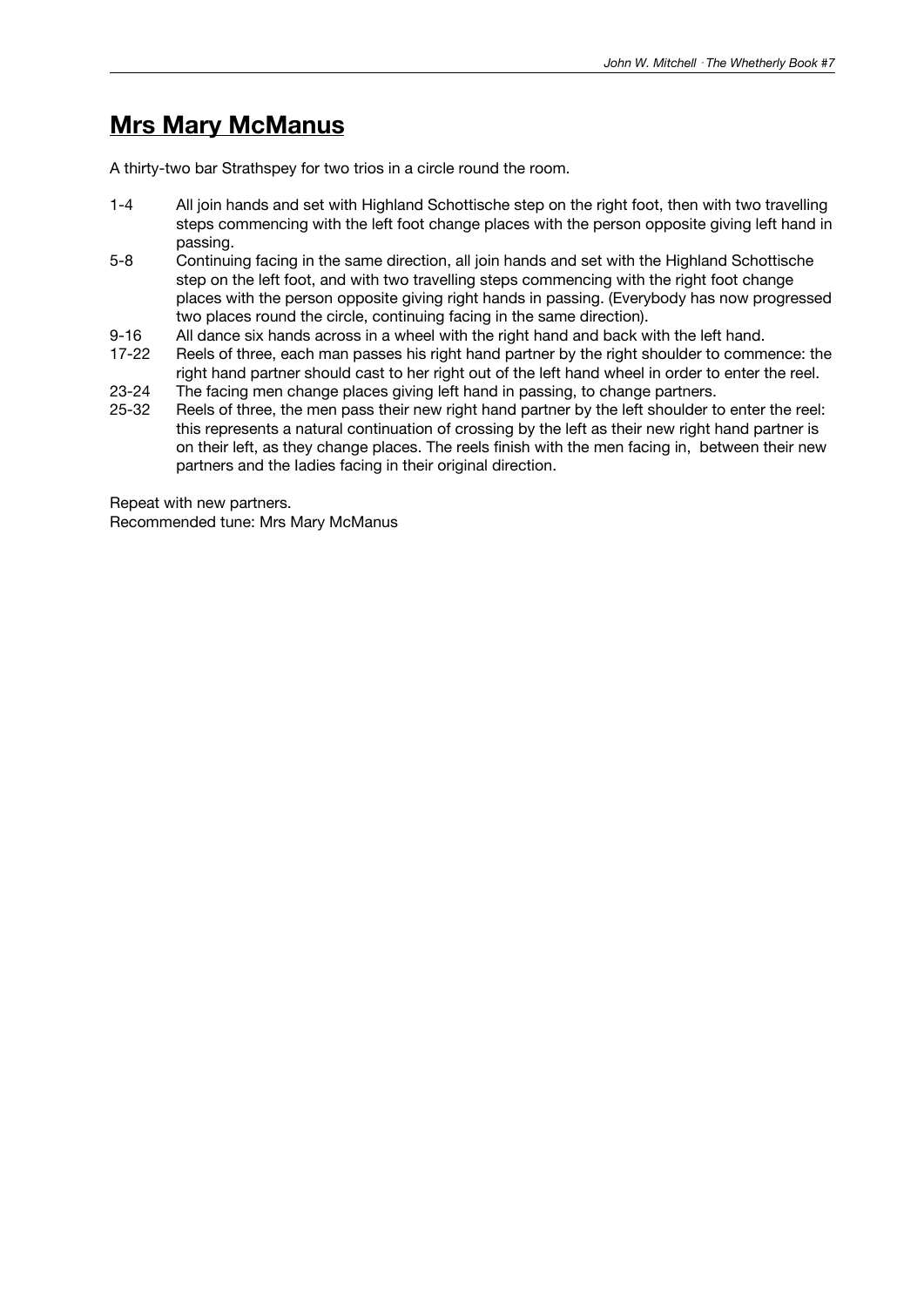# Mrs Mary McManus

A thirty-two bar Strathspey for two trios in a circle round the room.

1-4 All join hands and set with Highland Schottische step on the right foot, then with two travelling steps commencing with the left foot change places with the person opposite giving left hand in passing.

5-8 Continuing facing in the same direction, all join hands and set with the Highland Schottische step on the left foot, and with two travelling steps commencing with the right foot change places with the person opposite giving right hands in passing. (Everybody has now progressed two places round the circle, continuing facing in the same direction).

9-16 All dance six hands across in a wheel with the right hand and back with the left hand.

17-22 Reels of three, each man passes his right hand partner by the right shoulder to commence: the right hand partner should cast to her right out of the left hand wheel in order to enter the reel.

23-24 The facing men change places giving left hand in passing, to change partners.

25-32 Reels of three, the men pass their new right hand partner by the left shoulder to enter the reel: this represents a natural continuation of crossing by the left as their new right hand partner is on their left, as they change places. The reels finish with the men facing in, between their new partners and the ladies facing in their original direction.

Repeat with new partners.
Recommended tune: Mrs Mary McManus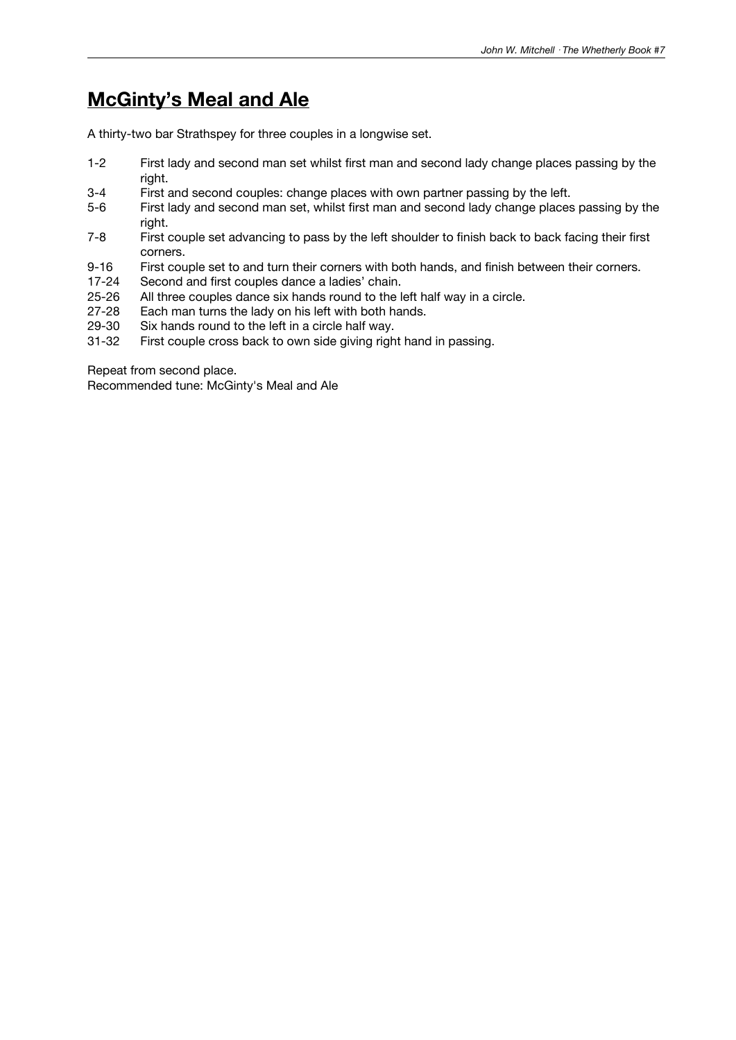# McGinty's Meal and Ale

A thirty-two bar Strathspey for three couples in a longwise set.

| | |
|---|---|
| 1-2 | First lady and second man set whilst first man and second lady change places passing by the right. |
| 3-4 | First and second couples: change places with own partner passing by the left. |
| 5-6 | First lady and second man set, whilst first man and second lady change places passing by the right. |
| 7-8 | First couple set advancing to pass by the left shoulder to finish back to back facing their first corners. |
| 9-16 | First couple set to and turn their corners with both hands, and finish between their corners. |
| 17-24 | Second and first couples dance a ladies' chain. |
| 25-26 | All three couples dance six hands round to the left half way in a circle. |
| 27-28 | Each man turns the lady on his left with both hands. |
| 29-30 | Six hands round to the left in a circle half way. |
| 31-32 | First couple cross back to own side giving right hand in passing. |

Repeat from second place.

Recommended tune: McGinty's Meal and Ale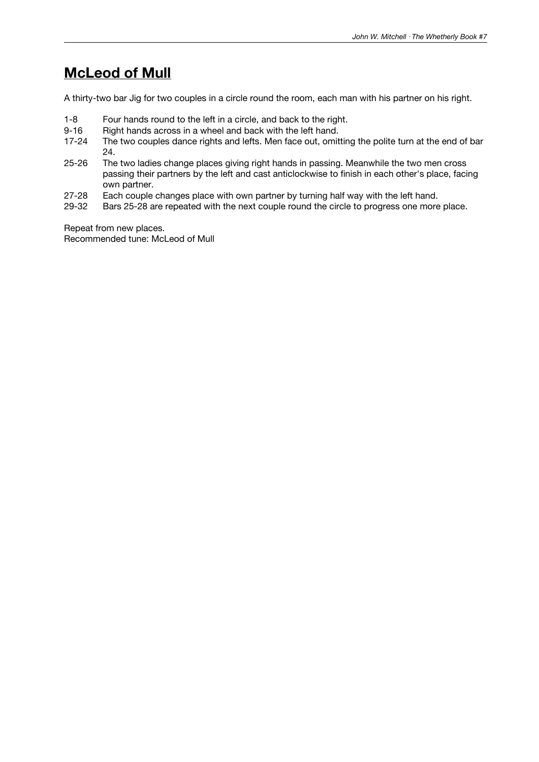## McLeod of Mull

A thirty-two bar Jig for two couples in a circle round the room, each man with his partner on his right.

| | |
|---|---|
| 1-8 | Four hands round to the left in a circle, and back to the right. |
| 9-16 | Right hands across in a wheel and back with the left hand. |
| 17-24 | The two couples dance rights and lefts. Men face out, omitting the polite turn at the end of bar 24. |
| 25-26 | The two ladies change places giving right hands in passing. Meanwhile the two men cross passing their partners by the left and cast anticlockwise to finish in each other's place, facing own partner. |
| 27-28 | Each couple changes place with own partner by turning half way with the left hand. |
| 29-32 | Bars 25-28 are repeated with the next couple round the circle to progress one more place. |

Repeat from new places.
Recommended tune: McLeod of Mull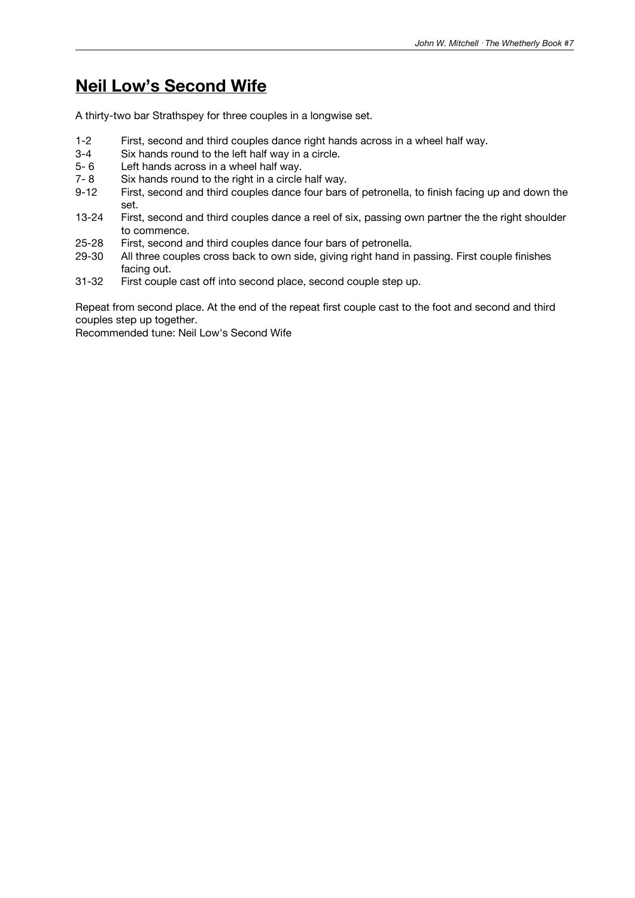## Neil Low's Second Wife

A thirty-two bar Strathspey for three couples in a longwise set.

| | |
|---|---|
| 1-2 | First, second and third couples dance right hands across in a wheel half way. |
| 3-4 | Six hands round to the left half way in a circle. |
| 5- 6 | Left hands across in a wheel half way. |
| 7- 8 | Six hands round to the right in a circle half way. |
| 9-12 | First, second and third couples dance four bars of petronella, to finish facing up and down the set. |
| 13-24 | First, second and third couples dance a reel of six, passing own partner the the right shoulder to commence. |
| 25-28 | First, second and third couples dance four bars of petronella. |
| 29-30 | All three couples cross back to own side, giving right hand in passing. First couple finishes facing out. |
| 31-32 | First couple cast off into second place, second couple step up. |

Repeat from second place. At the end of the repeat first couple cast to the foot and second and third couples step up together.
Recommended tune: Neil Low's Second Wife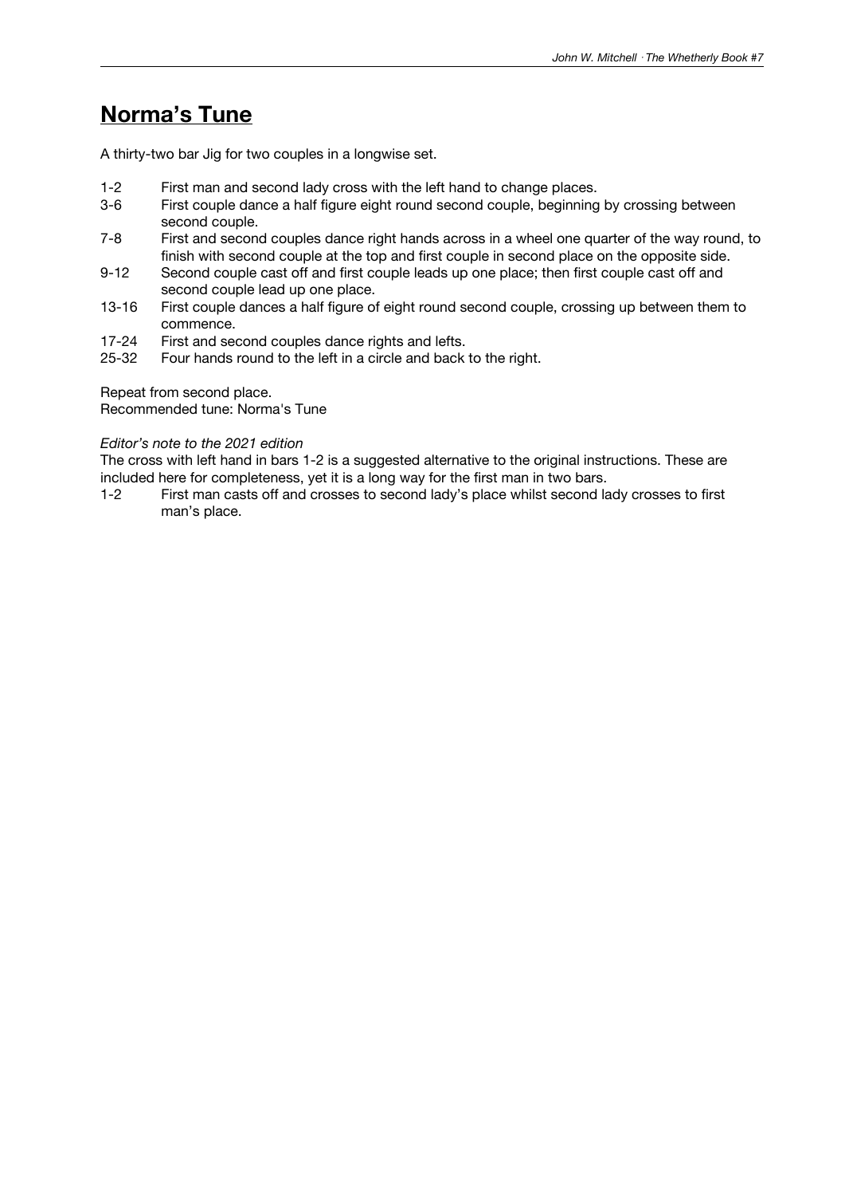# Norma's Tune

A thirty-two bar Jig for two couples in a longwise set.

| | |
|---|---|
| 1-2 | First man and second lady cross with the left hand to change places. |
| 3-6 | First couple dance a half figure eight round second couple, beginning by crossing between second couple. |
| 7-8 | First and second couples dance right hands across in a wheel one quarter of the way round, to finish with second couple at the top and first couple in second place on the opposite side. |
| 9-12 | Second couple cast off and first couple leads up one place; then first couple cast off and second couple lead up one place. |
| 13-16 | First couple dances a half figure of eight round second couple, crossing up between them to commence. |
| 17-24 | First and second couples dance rights and lefts. |
| 25-32 | Four hands round to the left in a circle and back to the right. |

Repeat from second place.
Recommended tune: Norma's Tune

*Editor's note to the 2021 edition*

The cross with left hand in bars 1-2 is a suggested alternative to the original instructions. These are included here for completeness, yet it is a long way for the first man in two bars.

| | |
|---|---|
| 1-2 | First man casts off and crosses to second lady's place whilst second lady crosses to first man's place. |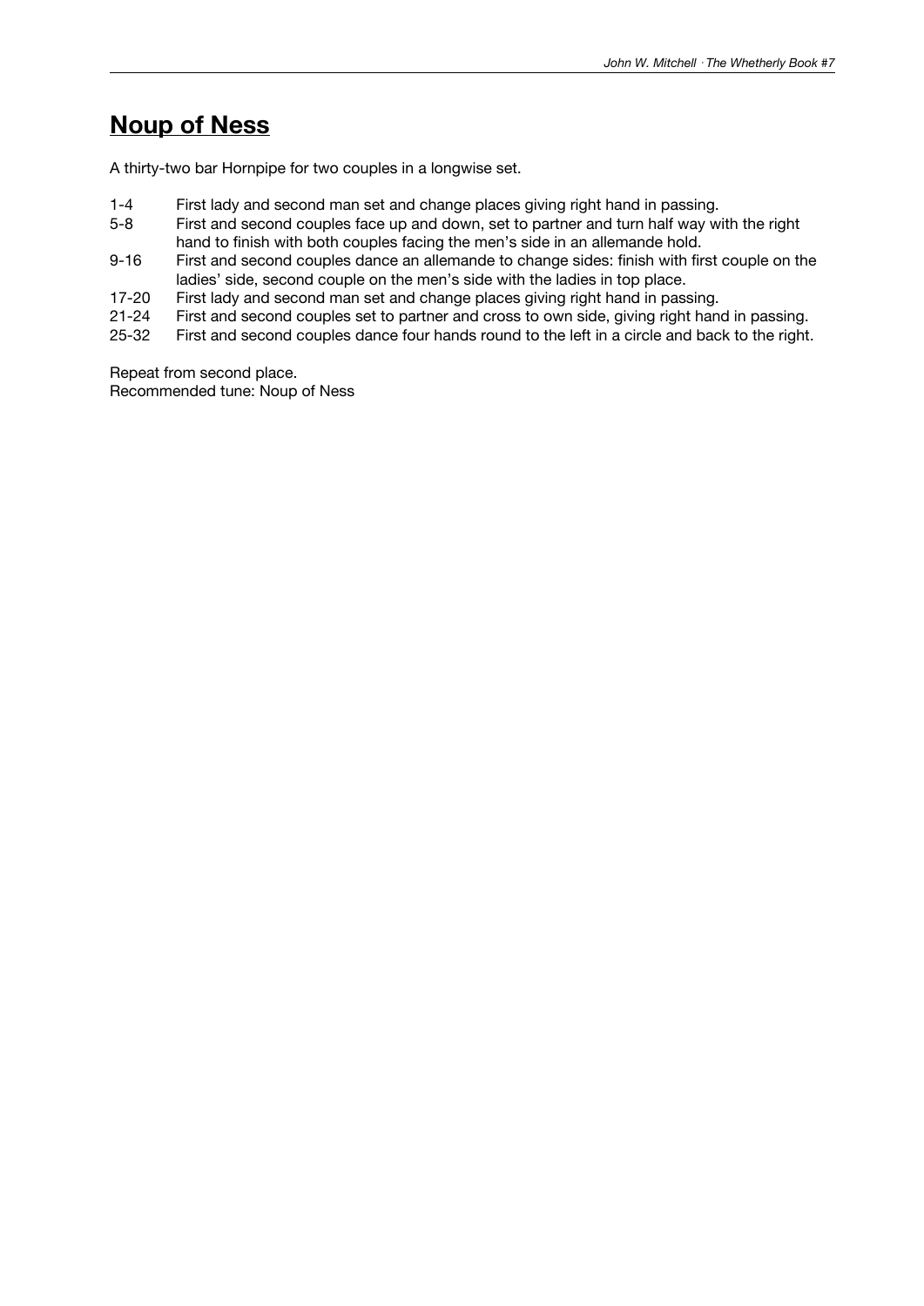## Noup of Ness

A thirty-two bar Hornpipe for two couples in a longwise set.

| | |
|---|---|
| 1-4 | First lady and second man set and change places giving right hand in passing. |
| 5-8 | First and second couples face up and down, set to partner and turn half way with the right hand to finish with both couples facing the men's side in an allemande hold. |
| 9-16 | First and second couples dance an allemande to change sides: finish with first couple on the ladies' side, second couple on the men's side with the ladies in top place. |
| 17-20 | First lady and second man set and change places giving right hand in passing. |
| 21-24 | First and second couples set to partner and cross to own side, giving right hand in passing. |
| 25-32 | First and second couples dance four hands round to the left in a circle and back to the right. |

Repeat from second place.
Recommended tune: Noup of Ness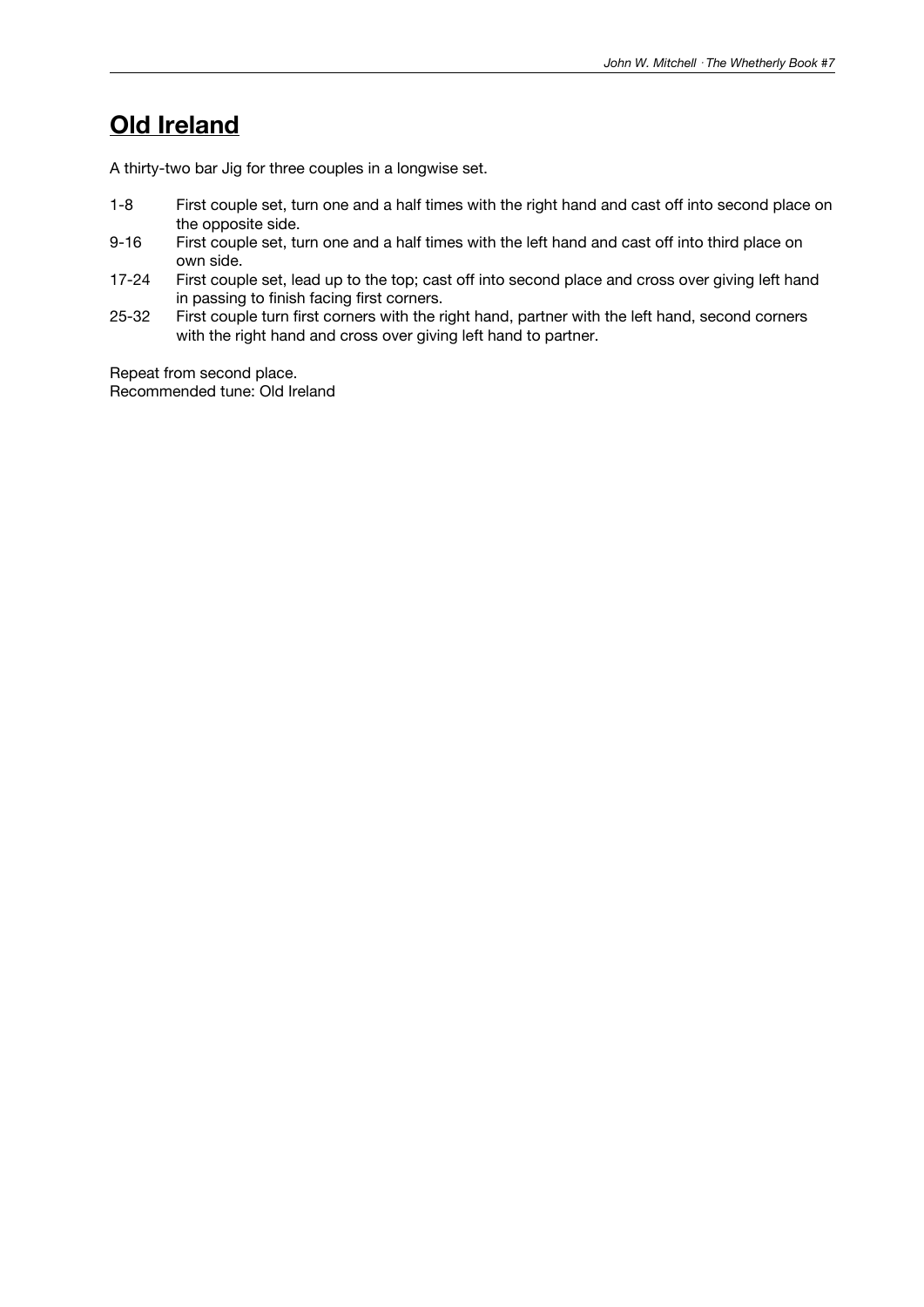# Old Ireland

A thirty-two bar Jig for three couples in a longwise set.

| | |
|---|---|
| 1-8 | First couple set, turn one and a half times with the right hand and cast off into second place on the opposite side. |
| 9-16 | First couple set, turn one and a half times with the left hand and cast off into third place on own side. |
| 17-24 | First couple set, lead up to the top; cast off into second place and cross over giving left hand in passing to finish facing first corners. |
| 25-32 | First couple turn first corners with the right hand, partner with the left hand, second corners with the right hand and cross over giving left hand to partner. |

Repeat from second place.
Recommended tune: Old Ireland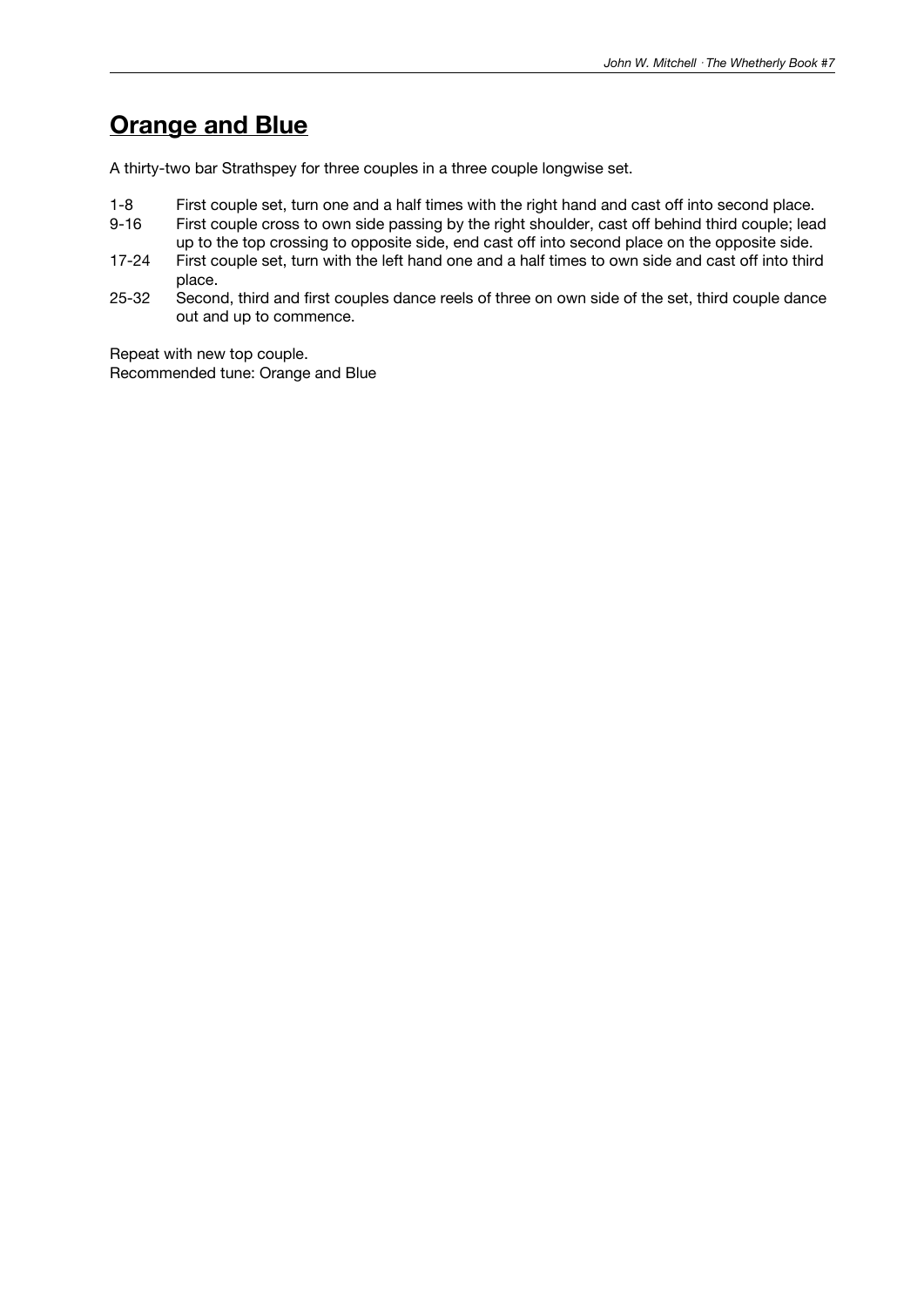## Orange and Blue

A thirty-two bar Strathspey for three couples in a three couple longwise set.

| | |
|---|---|
| 1-8 | First couple set, turn one and a half times with the right hand and cast off into second place. |
| 9-16 | First couple cross to own side passing by the right shoulder, cast off behind third couple; lead up to the top crossing to opposite side, end cast off into second place on the opposite side. |
| 17-24 | First couple set, turn with the left hand one and a half times to own side and cast off into third place. |
| 25-32 | Second, third and first couples dance reels of three on own side of the set, third couple dance out and up to commence. |

Repeat with new top couple.
Recommended tune: Orange and Blue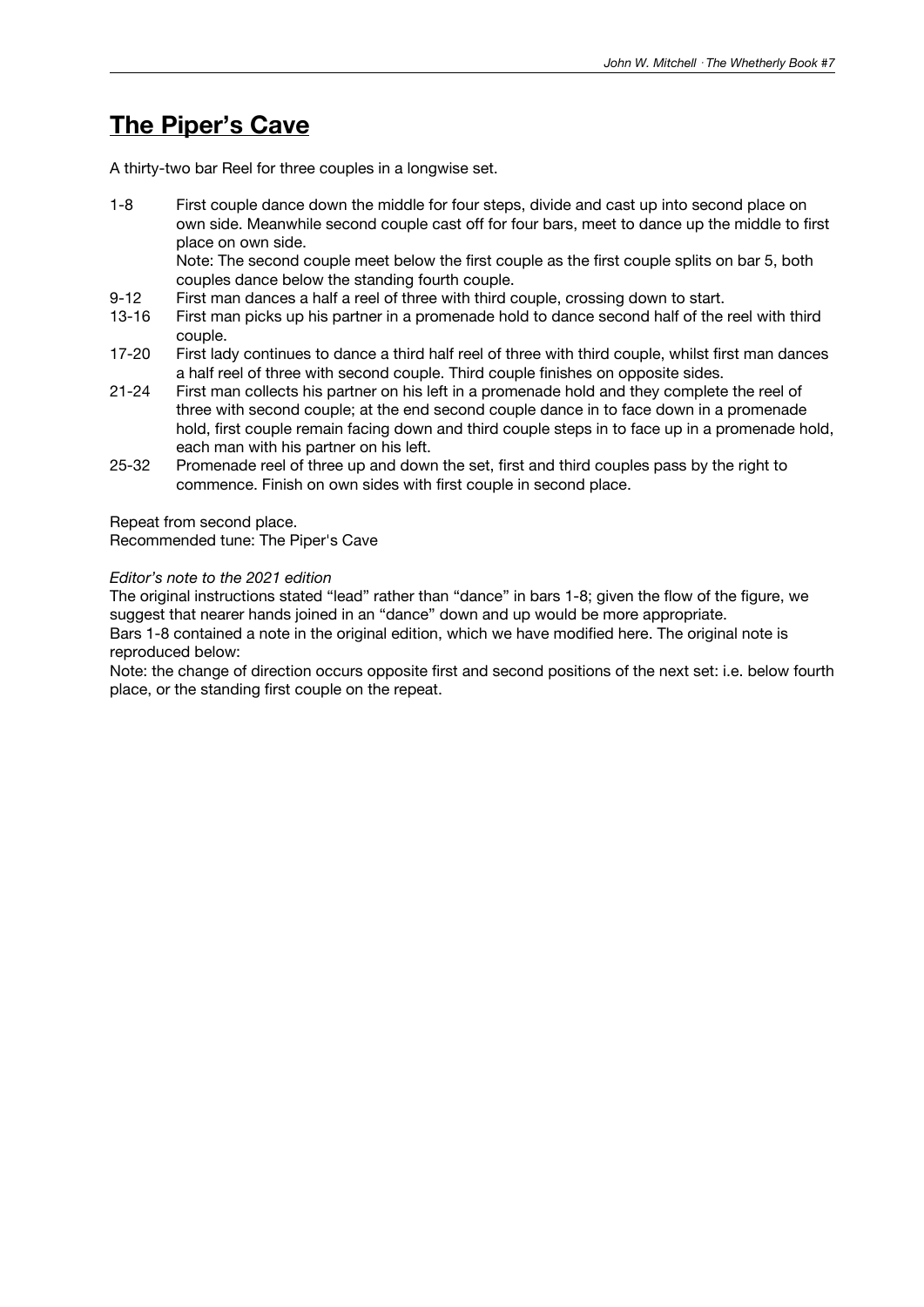# The Piper's Cave

A thirty-two bar Reel for three couples in a longwise set.

1-8 First couple dance down the middle for four steps, divide and cast up into second place on own side. Meanwhile second couple cast off for four bars, meet to dance up the middle to first place on own side.
Note: The second couple meet below the first couple as the first couple splits on bar 5, both couples dance below the standing fourth couple.

9-12 First man dances a half a reel of three with third couple, crossing down to start.

13-16 First man picks up his partner in a promenade hold to dance second half of the reel with third couple.

17-20 First lady continues to dance a third half reel of three with third couple, whilst first man dances a half reel of three with second couple. Third couple finishes on opposite sides.

21-24 First man collects his partner on his left in a promenade hold and they complete the reel of three with second couple; at the end second couple dance in to face down in a promenade hold, first couple remain facing down and third couple steps in to face up in a promenade hold, each man with his partner on his left.

25-32 Promenade reel of three up and down the set, first and third couples pass by the right to commence. Finish on own sides with first couple in second place.

Repeat from second place.
Recommended tune: The Piper's Cave

*Editor's note to the 2021 edition*

The original instructions stated "lead" rather than "dance" in bars 1-8; given the flow of the figure, we suggest that nearer hands joined in an "dance" down and up would be more appropriate.
Bars 1-8 contained a note in the original edition, which we have modified here. The original note is reproduced below:
Note: the change of direction occurs opposite first and second positions of the next set: i.e. below fourth place, or the standing first couple on the repeat.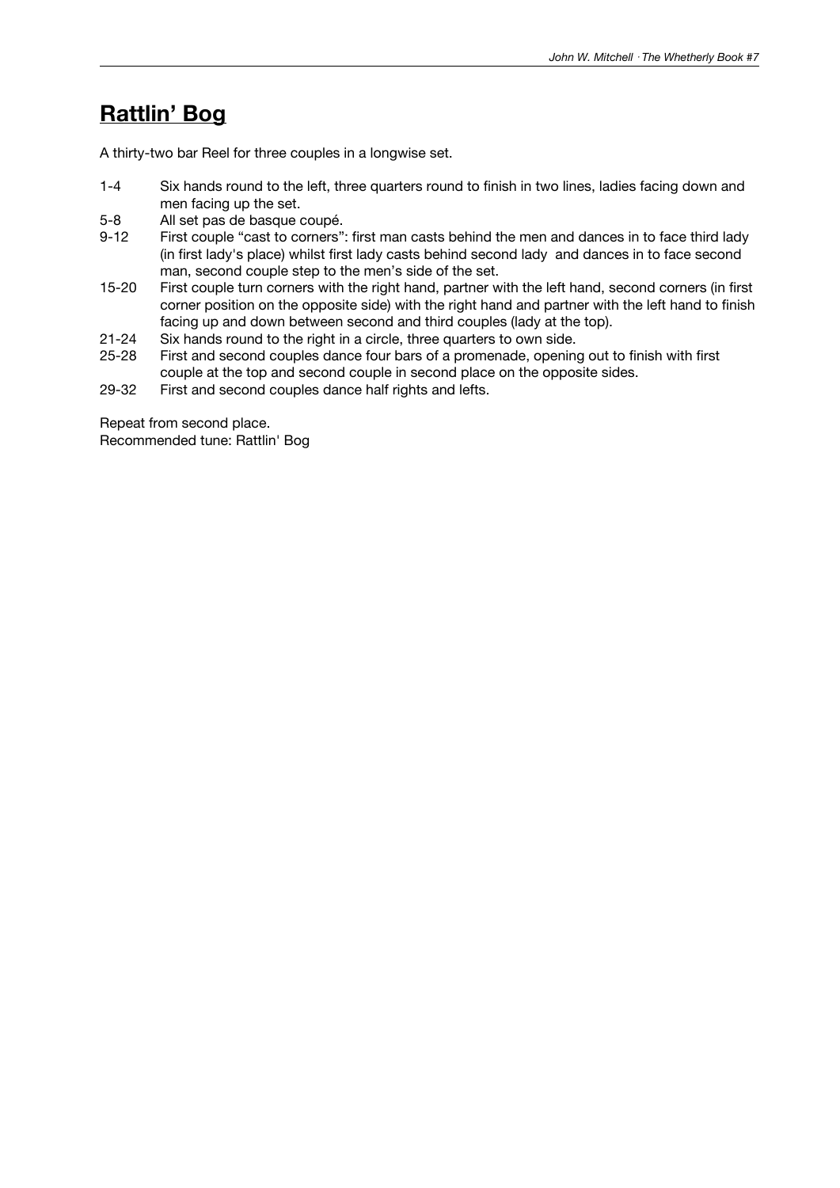# Rattlin' Bog

A thirty-two bar Reel for three couples in a longwise set.

1-4 Six hands round to the left, three quarters round to finish in two lines, ladies facing down and men facing up the set.

5-8 All set pas de basque coupé.

9-12 First couple "cast to corners": first man casts behind the men and dances in to face third lady (in first lady's place) whilst first lady casts behind second lady and dances in to face second man, second couple step to the men's side of the set.

15-20 First couple turn corners with the right hand, partner with the left hand, second corners (in first corner position on the opposite side) with the right hand and partner with the left hand to finish facing up and down between second and third couples (lady at the top).

21-24 Six hands round to the right in a circle, three quarters to own side.

25-28 First and second couples dance four bars of a promenade, opening out to finish with first couple at the top and second couple in second place on the opposite sides.

29-32 First and second couples dance half rights and lefts.

Repeat from second place.
Recommended tune: Rattlin' Bog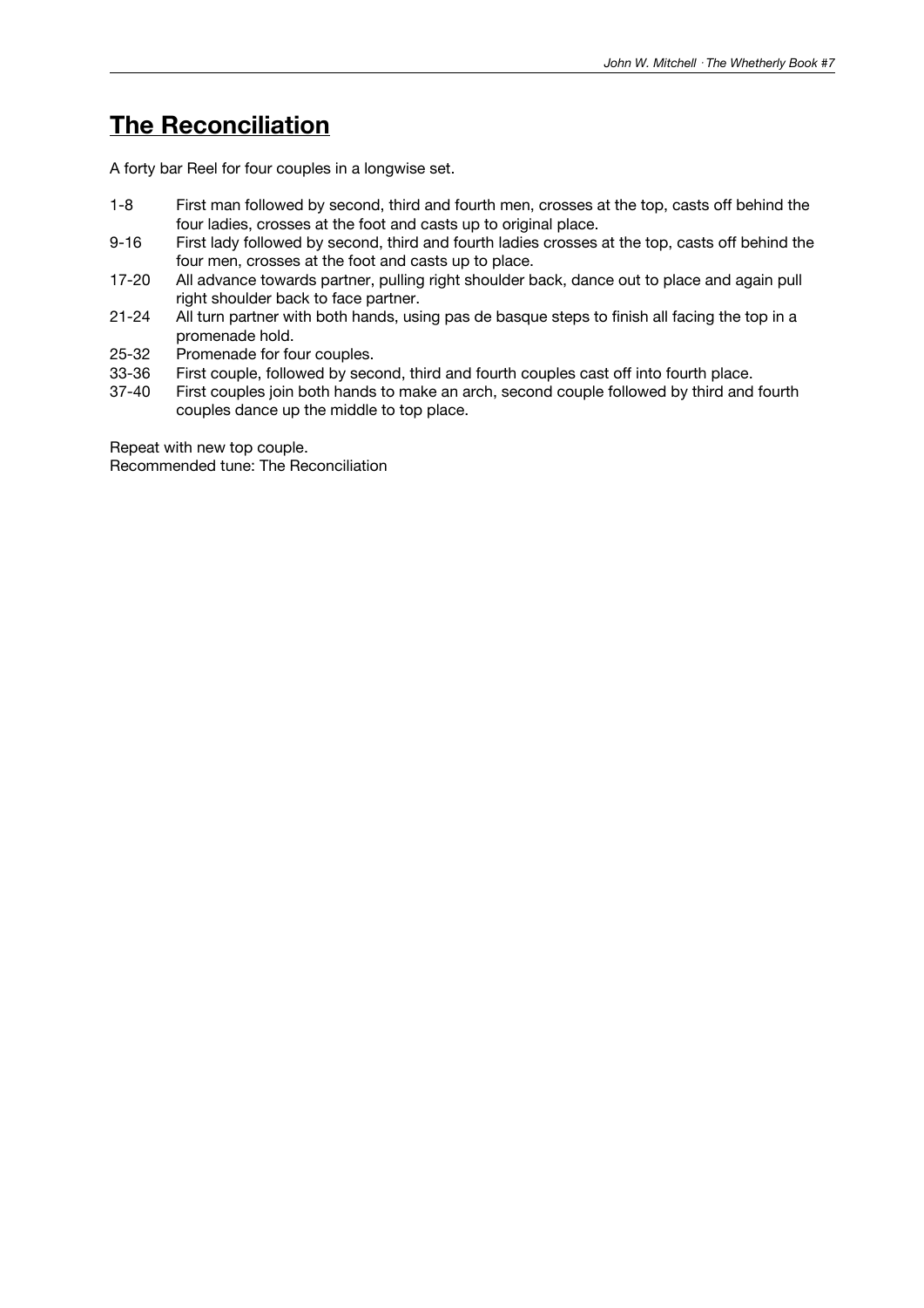## The Reconciliation

A forty bar Reel for four couples in a longwise set.

| | |
|---|---|
| 1-8 | First man followed by second, third and fourth men, crosses at the top, casts off behind the four ladies, crosses at the foot and casts up to original place. |
| 9-16 | First lady followed by second, third and fourth ladies crosses at the top, casts off behind the four men, crosses at the foot and casts up to place. |
| 17-20 | All advance towards partner, pulling right shoulder back, dance out to place and again pull right shoulder back to face partner. |
| 21-24 | All turn partner with both hands, using pas de basque steps to finish all facing the top in a promenade hold. |
| 25-32 | Promenade for four couples. |
| 33-36 | First couple, followed by second, third and fourth couples cast off into fourth place. |
| 37-40 | First couples join both hands to make an arch, second couple followed by third and fourth couples dance up the middle to top place. |

Repeat with new top couple.
Recommended tune: The Reconciliation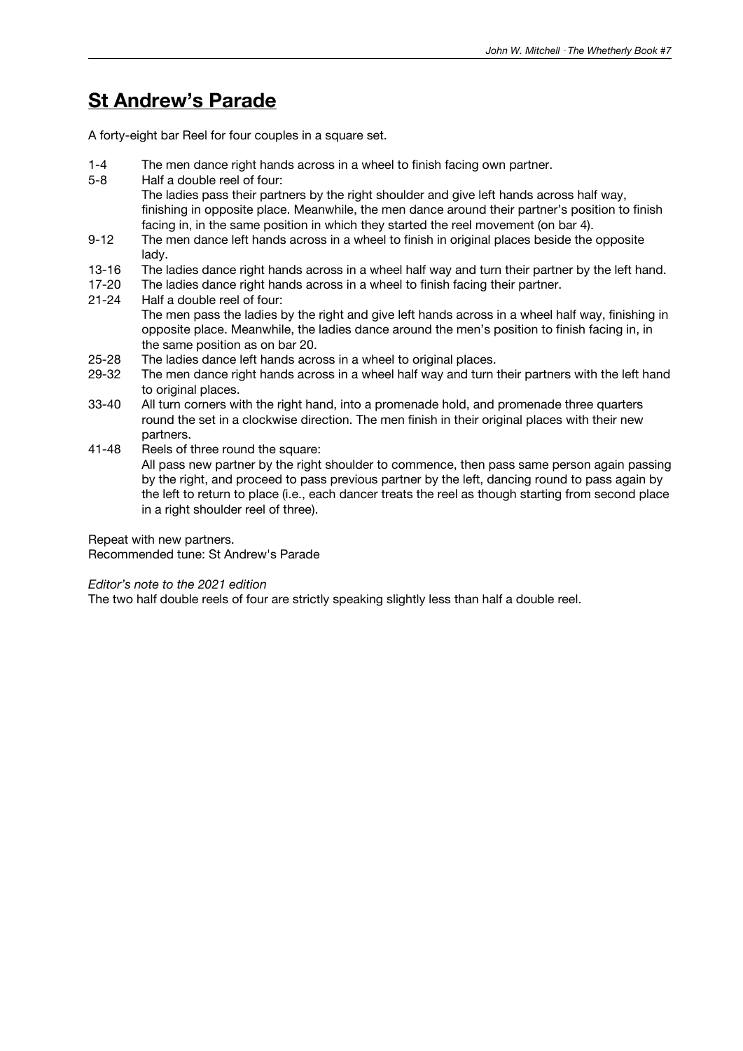# St Andrew's Parade

A forty-eight bar Reel for four couples in a square set.

1-4 The men dance right hands across in a wheel to finish facing own partner.

5-8 Half a double reel of four:
The ladies pass their partners by the right shoulder and give left hands across half way, finishing in opposite place. Meanwhile, the men dance around their partner's position to finish facing in, in the same position in which they started the reel movement (on bar 4).

9-12 The men dance left hands across in a wheel to finish in original places beside the opposite lady.

13-16 The ladies dance right hands across in a wheel half way and turn their partner by the left hand.

17-20 The ladies dance right hands across in a wheel to finish facing their partner.

21-24 Half a double reel of four:
The men pass the ladies by the right and give left hands across in a wheel half way, finishing in opposite place. Meanwhile, the ladies dance around the men's position to finish facing in, in the same position as on bar 20.

25-28 The ladies dance left hands across in a wheel to original places.

29-32 The men dance right hands across in a wheel half way and turn their partners with the left hand to original places.

33-40 All turn corners with the right hand, into a promenade hold, and promenade three quarters round the set in a clockwise direction. The men finish in their original places with their new partners.

41-48 Reels of three round the square:
All pass new partner by the right shoulder to commence, then pass same person again passing by the right, and proceed to pass previous partner by the left, dancing round to pass again by the left to return to place (i.e., each dancer treats the reel as though starting from second place in a right shoulder reel of three).

Repeat with new partners.
Recommended tune: St Andrew's Parade

*Editor's note to the 2021 edition*
The two half double reels of four are strictly speaking slightly less than half a double reel.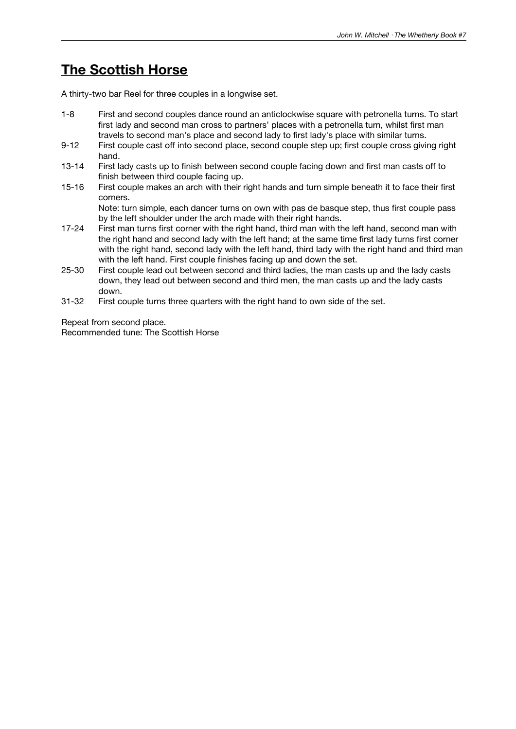# The Scottish Horse

A thirty-two bar Reel for three couples in a longwise set.

| | |
|---|---|
| 1-8 | First and second couples dance round an anticlockwise square with petronella turns. To start first lady and second man cross to partners' places with a petronella turn, whilst first man travels to second man's place and second lady to first lady's place with similar turns. |
| 9-12 | First couple cast off into second place, second couple step up; first couple cross giving right hand. |
| 13-14 | First lady casts up to finish between second couple facing down and first man casts off to finish between third couple facing up. |
| 15-16 | First couple makes an arch with their right hands and turn simple beneath it to face their first corners.<br>Note: turn simple, each dancer turns on own with pas de basque step, thus first couple pass by the left shoulder under the arch made with their right hands. |
| 17-24 | First man turns first corner with the right hand, third man with the left hand, second man with the right hand and second lady with the left hand; at the same time first lady turns first corner with the right hand, second lady with the left hand, third lady with the right hand and third man with the left hand. First couple finishes facing up and down the set. |
| 25-30 | First couple lead out between second and third ladies, the man casts up and the lady casts down, they lead out between second and third men, the man casts up and the lady casts down. |
| 31-32 | First couple turns three quarters with the right hand to own side of the set. |

Repeat from second place.
Recommended tune: The Scottish Horse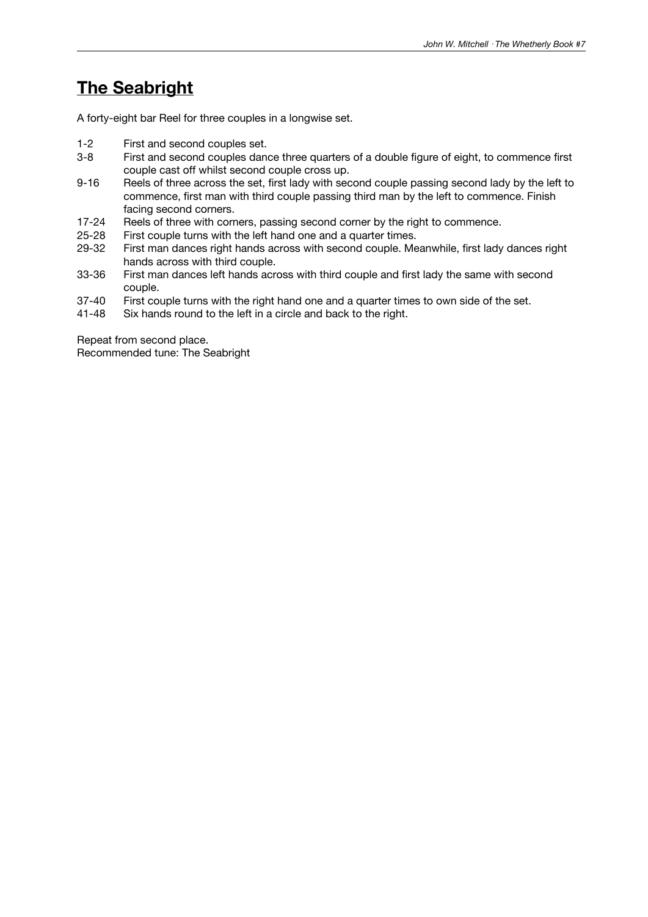## The Seabright

A forty-eight bar Reel for three couples in a longwise set.

| | |
|---|---|
| 1-2 | First and second couples set. |
| 3-8 | First and second couples dance three quarters of a double figure of eight, to commence first couple cast off whilst second couple cross up. |
| 9-16 | Reels of three across the set, first lady with second couple passing second lady by the left to commence, first man with third couple passing third man by the left to commence. Finish facing second corners. |
| 17-24 | Reels of three with corners, passing second corner by the right to commence. |
| 25-28 | First couple turns with the left hand one and a quarter times. |
| 29-32 | First man dances right hands across with second couple. Meanwhile, first lady dances right hands across with third couple. |
| 33-36 | First man dances left hands across with third couple and first lady the same with second couple. |
| 37-40 | First couple turns with the right hand one and a quarter times to own side of the set. |
| 41-48 | Six hands round to the left in a circle and back to the right. |

Repeat from second place.
Recommended tune: The Seabright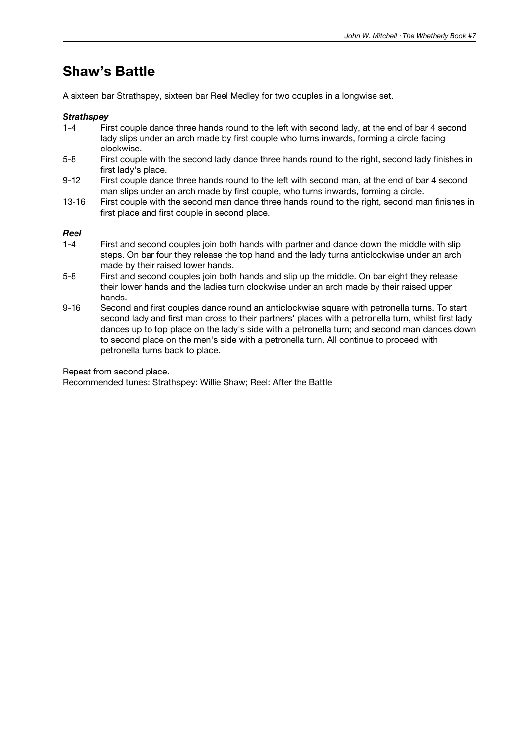## Shaw's Battle

A sixteen bar Strathspey, sixteen bar Reel Medley for two couples in a longwise set.

***Strathspey***

1-4 First couple dance three hands round to the left with second lady, at the end of bar 4 second lady slips under an arch made by first couple who turns inwards, forming a circle facing clockwise.

5-8 First couple with the second lady dance three hands round to the right, second lady finishes in first lady's place.

9-12 First couple dance three hands round to the left with second man, at the end of bar 4 second man slips under an arch made by first couple, who turns inwards, forming a circle.

13-16 First couple with the second man dance three hands round to the right, second man finishes in first place and first couple in second place.

***Reel***

1-4 First and second couples join both hands with partner and dance down the middle with slip steps. On bar four they release the top hand and the lady turns anticlockwise under an arch made by their raised lower hands.

5-8 First and second couples join both hands and slip up the middle. On bar eight they release their lower hands and the ladies turn clockwise under an arch made by their raised upper hands.

9-16 Second and first couples dance round an anticlockwise square with petronella turns. To start second lady and first man cross to their partners' places with a petronella turn, whilst first lady dances up to top place on the lady's side with a petronella turn; and second man dances down to second place on the men's side with a petronella turn. All continue to proceed with petronella turns back to place.

Repeat from second place.
Recommended tunes: Strathspey: Willie Shaw; Reel: After the Battle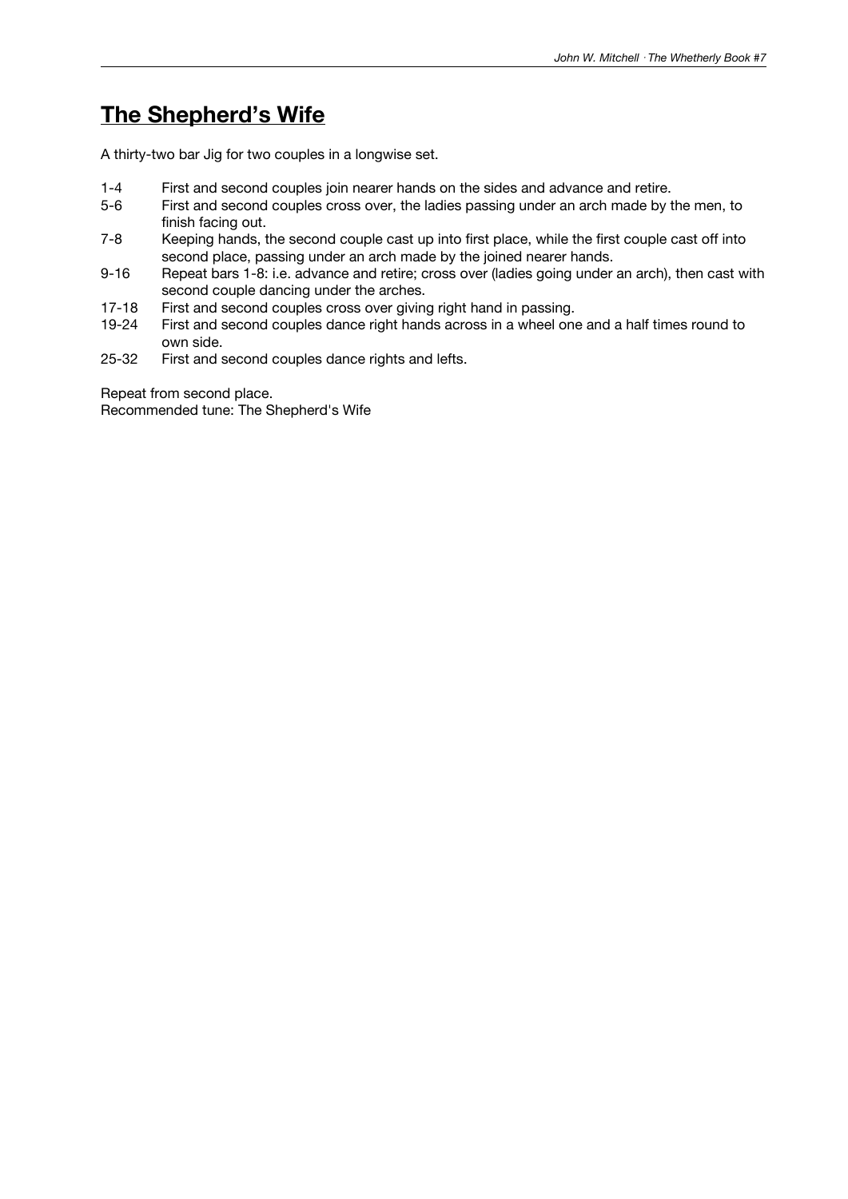## The Shepherd's Wife

A thirty-two bar Jig for two couples in a longwise set.

| | |
|---|---|
| 1-4 | First and second couples join nearer hands on the sides and advance and retire. |
| 5-6 | First and second couples cross over, the ladies passing under an arch made by the men, to finish facing out. |
| 7-8 | Keeping hands, the second couple cast up into first place, while the first couple cast off into second place, passing under an arch made by the joined nearer hands. |
| 9-16 | Repeat bars 1-8: i.e. advance and retire; cross over (ladies going under an arch), then cast with second couple dancing under the arches. |
| 17-18 | First and second couples cross over giving right hand in passing. |
| 19-24 | First and second couples dance right hands across in a wheel one and a half times round to own side. |
| 25-32 | First and second couples dance rights and lefts. |

Repeat from second place.
Recommended tune: The Shepherd's Wife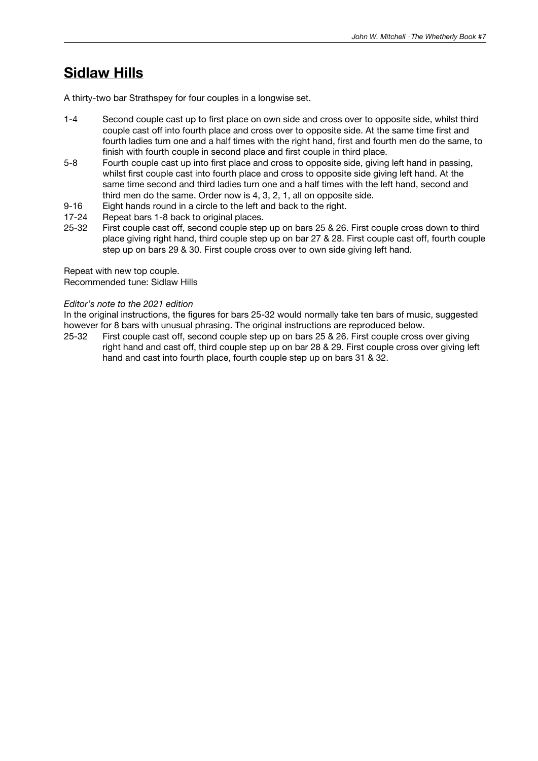## Sidlaw Hills

A thirty-two bar Strathspey for four couples in a longwise set.

1-4 Second couple cast up to first place on own side and cross over to opposite side, whilst third couple cast off into fourth place and cross over to opposite side. At the same time first and fourth ladies turn one and a half times with the right hand, first and fourth men do the same, to finish with fourth couple in second place and first couple in third place.

5-8 Fourth couple cast up into first place and cross to opposite side, giving left hand in passing, whilst first couple cast into fourth place and cross to opposite side giving left hand. At the same time second and third ladies turn one and a half times with the left hand, second and third men do the same. Order now is 4, 3, 2, 1, all on opposite side.

9-16 Eight hands round in a circle to the left and back to the right.

17-24 Repeat bars 1-8 back to original places.

25-32 First couple cast off, second couple step up on bars 25 & 26. First couple cross down to third place giving right hand, third couple step up on bar 27 & 28. First couple cast off, fourth couple step up on bars 29 & 30. First couple cross over to own side giving left hand.

Repeat with new top couple.
Recommended tune: Sidlaw Hills

*Editor's note to the 2021 edition*

In the original instructions, the figures for bars 25-32 would normally take ten bars of music, suggested however for 8 bars with unusual phrasing. The original instructions are reproduced below.

25-32 First couple cast off, second couple step up on bars 25 & 26. First couple cross over giving right hand and cast off, third couple step up on bar 28 & 29. First couple cross over giving left hand and cast into fourth place, fourth couple step up on bars 31 & 32.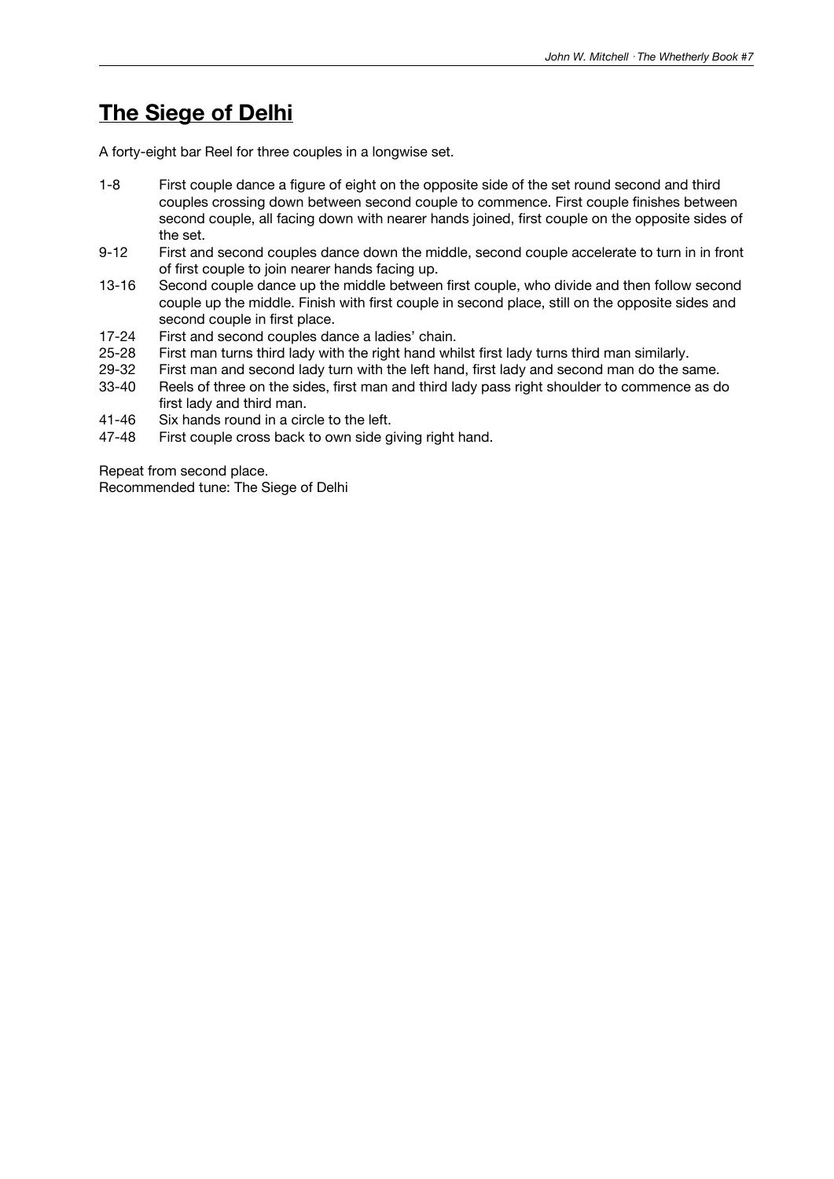## The Siege of Delhi

A forty-eight bar Reel for three couples in a longwise set.

| | |
|---|---|
| 1-8 | First couple dance a figure of eight on the opposite side of the set round second and third couples crossing down between second couple to commence. First couple finishes between second couple, all facing down with nearer hands joined, first couple on the opposite sides of the set. |
| 9-12 | First and second couples dance down the middle, second couple accelerate to turn in in front of first couple to join nearer hands facing up. |
| 13-16 | Second couple dance up the middle between first couple, who divide and then follow second couple up the middle. Finish with first couple in second place, still on the opposite sides and second couple in first place. |
| 17-24 | First and second couples dance a ladies' chain. |
| 25-28 | First man turns third lady with the right hand whilst first lady turns third man similarly. |
| 29-32 | First man and second lady turn with the left hand, first lady and second man do the same. |
| 33-40 | Reels of three on the sides, first man and third lady pass right shoulder to commence as do first lady and third man. |
| 41-46 | Six hands round in a circle to the left. |
| 47-48 | First couple cross back to own side giving right hand. |

Repeat from second place.
Recommended tune: The Siege of Delhi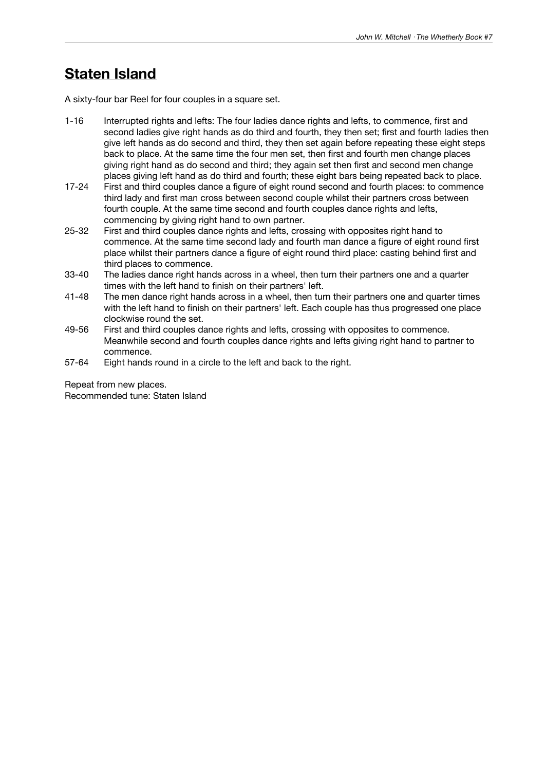## Staten Island

A sixty-four bar Reel for four couples in a square set.

1-16 Interrupted rights and lefts: The four ladies dance rights and lefts, to commence, first and second ladies give right hands as do third and fourth, they then set; first and fourth ladies then give left hands as do second and third, they then set again before repeating these eight steps back to place. At the same time the four men set, then first and fourth men change places giving right hand as do second and third; they again set then first and second men change places giving left hand as do third and fourth; these eight bars being repeated back to place.

17-24 First and third couples dance a figure of eight round second and fourth places: to commence third lady and first man cross between second couple whilst their partners cross between fourth couple. At the same time second and fourth couples dance rights and lefts, commencing by giving right hand to own partner.

25-32 First and third couples dance rights and lefts, crossing with opposites right hand to commence. At the same time second lady and fourth man dance a figure of eight round first place whilst their partners dance a figure of eight round third place: casting behind first and third places to commence.

33-40 The ladies dance right hands across in a wheel, then turn their partners one and a quarter times with the left hand to finish on their partners' left.

41-48 The men dance right hands across in a wheel, then turn their partners one and quarter times with the left hand to finish on their partners' left. Each couple has thus progressed one place clockwise round the set.

49-56 First and third couples dance rights and lefts, crossing with opposites to commence. Meanwhile second and fourth couples dance rights and lefts giving right hand to partner to commence.

57-64 Eight hands round in a circle to the left and back to the right.

Repeat from new places.
Recommended tune: Staten Island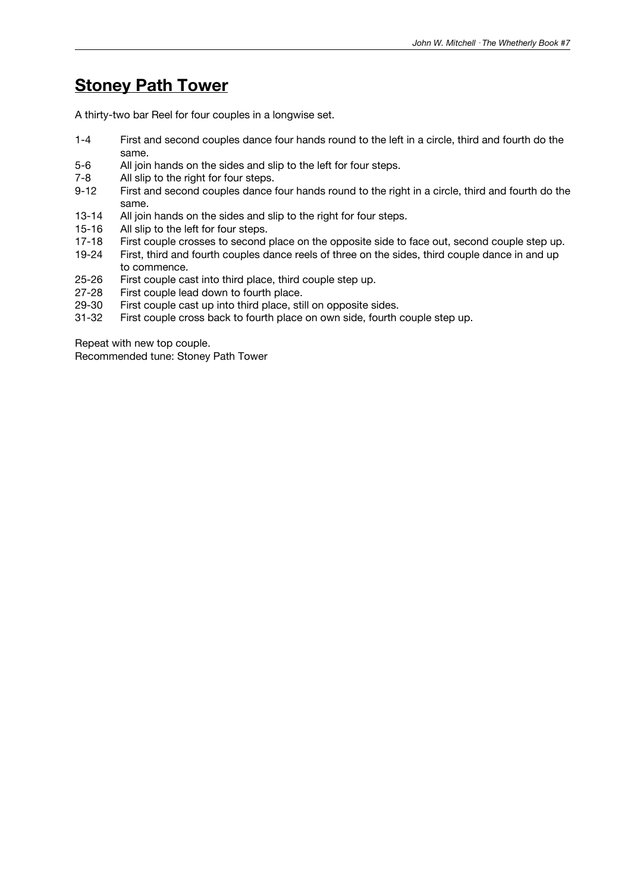# Stoney Path Tower

A thirty-two bar Reel for four couples in a longwise set.

| | |
|---|---|
| 1-4 | First and second couples dance four hands round to the left in a circle, third and fourth do the same. |
| 5-6 | All join hands on the sides and slip to the left for four steps. |
| 7-8 | All slip to the right for four steps. |
| 9-12 | First and second couples dance four hands round to the right in a circle, third and fourth do the same. |
| 13-14 | All join hands on the sides and slip to the right for four steps. |
| 15-16 | All slip to the left for four steps. |
| 17-18 | First couple crosses to second place on the opposite side to face out, second couple step up. |
| 19-24 | First, third and fourth couples dance reels of three on the sides, third couple dance in and up to commence. |
| 25-26 | First couple cast into third place, third couple step up. |
| 27-28 | First couple lead down to fourth place. |
| 29-30 | First couple cast up into third place, still on opposite sides. |
| 31-32 | First couple cross back to fourth place on own side, fourth couple step up. |

Repeat with new top couple.
Recommended tune: Stoney Path Tower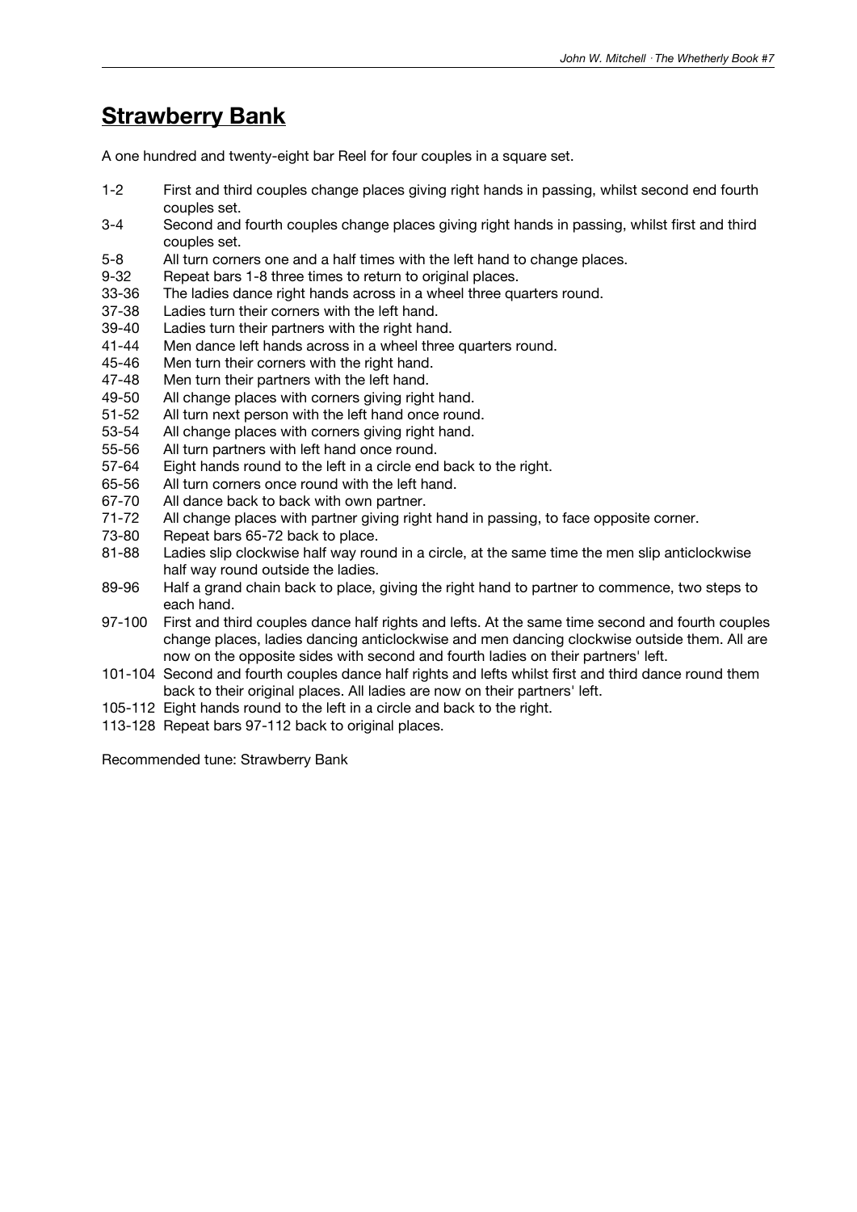## Strawberry Bank

A one hundred and twenty-eight bar Reel for four couples in a square set.

| | |
|---|---|
| 1-2 | First and third couples change places giving right hands in passing, whilst second end fourth couples set. |
| 3-4 | Second and fourth couples change places giving right hands in passing, whilst first and third couples set. |
| 5-8 | All turn corners one and a half times with the left hand to change places. |
| 9-32 | Repeat bars 1-8 three times to return to original places. |
| 33-36 | The ladies dance right hands across in a wheel three quarters round. |
| 37-38 | Ladies turn their corners with the left hand. |
| 39-40 | Ladies turn their partners with the right hand. |
| 41-44 | Men dance left hands across in a wheel three quarters round. |
| 45-46 | Men turn their corners with the right hand. |
| 47-48 | Men turn their partners with the left hand. |
| 49-50 | All change places with corners giving right hand. |
| 51-52 | All turn next person with the left hand once round. |
| 53-54 | All change places with corners giving right hand. |
| 55-56 | All turn partners with left hand once round. |
| 57-64 | Eight hands round to the left in a circle end back to the right. |
| 65-56 | All turn corners once round with the left hand. |
| 67-70 | All dance back to back with own partner. |
| 71-72 | All change places with partner giving right hand in passing, to face opposite corner. |
| 73-80 | Repeat bars 65-72 back to place. |
| 81-88 | Ladies slip clockwise half way round in a circle, at the same time the men slip anticlockwise half way round outside the ladies. |
| 89-96 | Half a grand chain back to place, giving the right hand to partner to commence, two steps to each hand. |
| 97-100 | First and third couples dance half rights and lefts. At the same time second and fourth couples change places, ladies dancing anticlockwise and men dancing clockwise outside them. All are now on the opposite sides with second and fourth ladies on their partners' left. |
| 101-104 | Second and fourth couples dance half rights and lefts whilst first and third dance round them back to their original places. All ladies are now on their partners' left. |
| 105-112 | Eight hands round to the left in a circle and back to the right. |
| 113-128 | Repeat bars 97-112 back to original places. |

Recommended tune: Strawberry Bank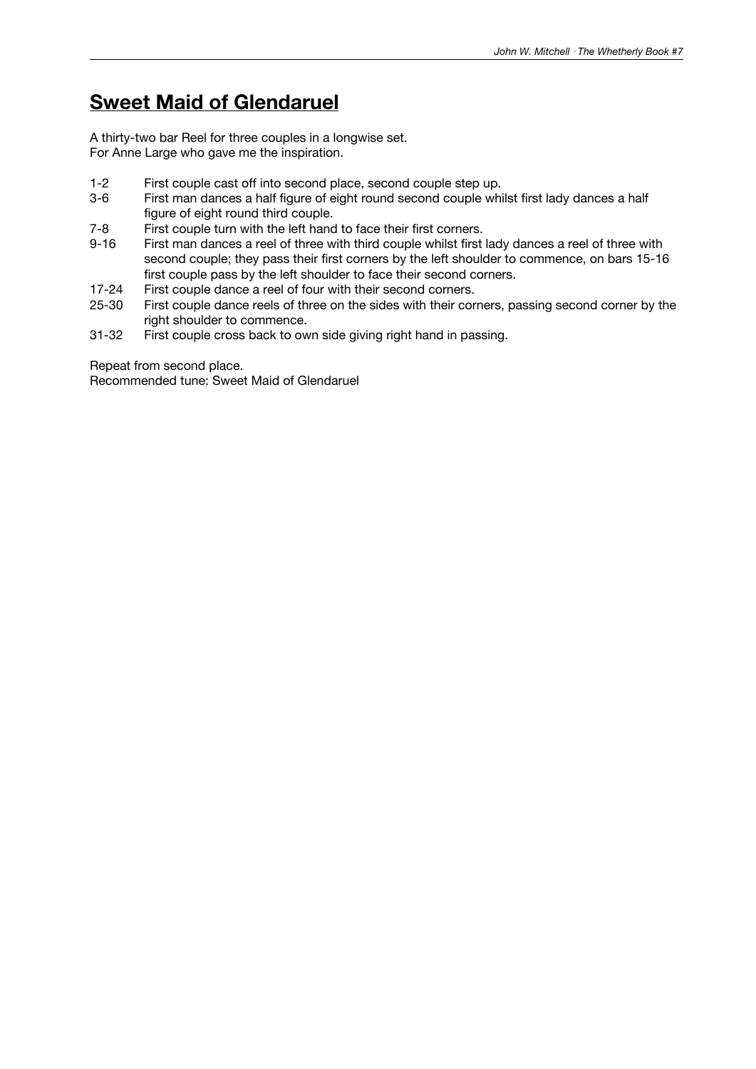## Sweet Maid of Glendaruel

A thirty-two bar Reel for three couples in a longwise set.
For Anne Large who gave me the inspiration.

| | |
|---|---|
| 1-2 | First couple cast off into second place, second couple step up. |
| 3-6 | First man dances a half figure of eight round second couple whilst first lady dances a half figure of eight round third couple. |
| 7-8 | First couple turn with the left hand to face their first corners. |
| 9-16 | First man dances a reel of three with third couple whilst first lady dances a reel of three with second couple; they pass their first corners by the left shoulder to commence, on bars 15-16 first couple pass by the left shoulder to face their second corners. |
| 17-24 | First couple dance a reel of four with their second corners. |
| 25-30 | First couple dance reels of three on the sides with their corners, passing second corner by the right shoulder to commence. |
| 31-32 | First couple cross back to own side giving right hand in passing. |

Repeat from second place.
Recommended tune: Sweet Maid of Glendaruel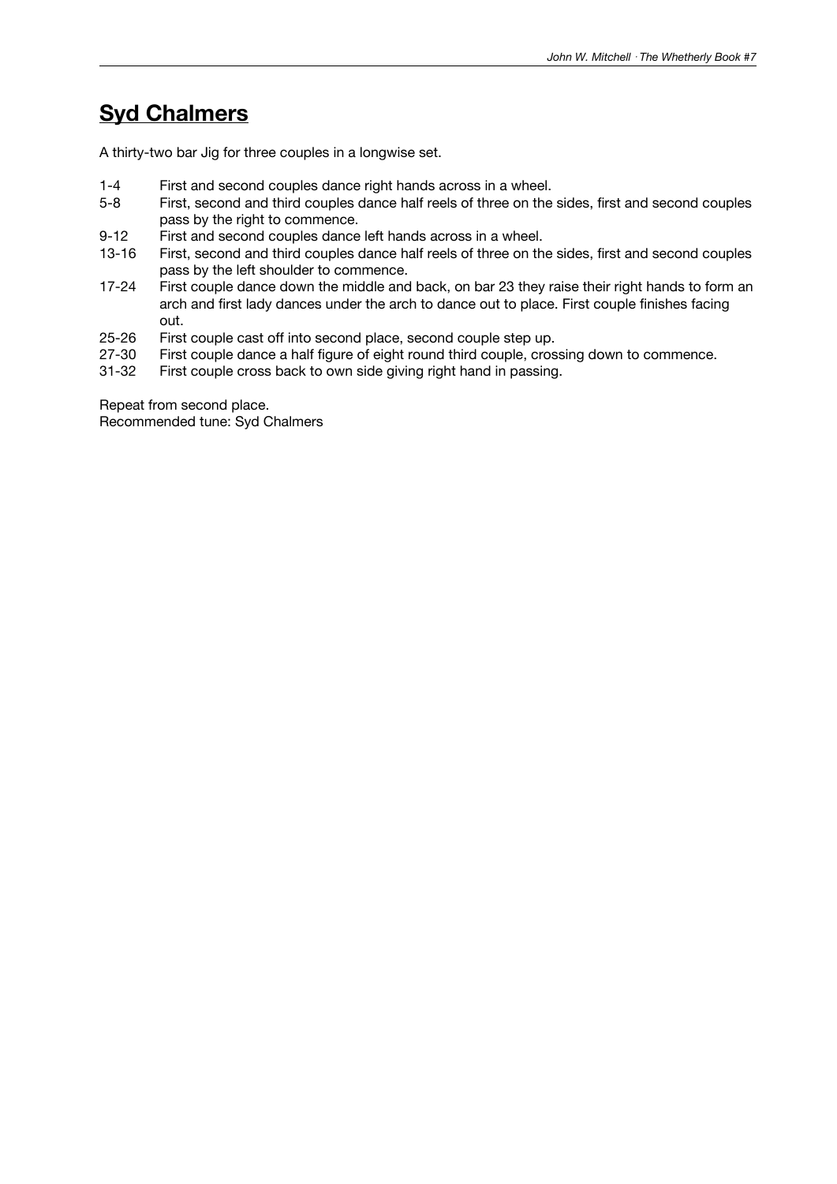## **Syd Chalmers**

A thirty-two bar Jig for three couples in a longwise set.

| | |
|---|---|
| 1-4 | First and second couples dance right hands across in a wheel. |
| 5-8 | First, second and third couples dance half reels of three on the sides, first and second couples pass by the right to commence. |
| 9-12 | First and second couples dance left hands across in a wheel. |
| 13-16 | First, second and third couples dance half reels of three on the sides, first and second couples pass by the left shoulder to commence. |
| 17-24 | First couple dance down the middle and back, on bar 23 they raise their right hands to form an arch and first lady dances under the arch to dance out to place. First couple finishes facing out. |
| 25-26 | First couple cast off into second place, second couple step up. |
| 27-30 | First couple dance a half figure of eight round third couple, crossing down to commence. |
| 31-32 | First couple cross back to own side giving right hand in passing. |

Repeat from second place.
Recommended tune: Syd Chalmers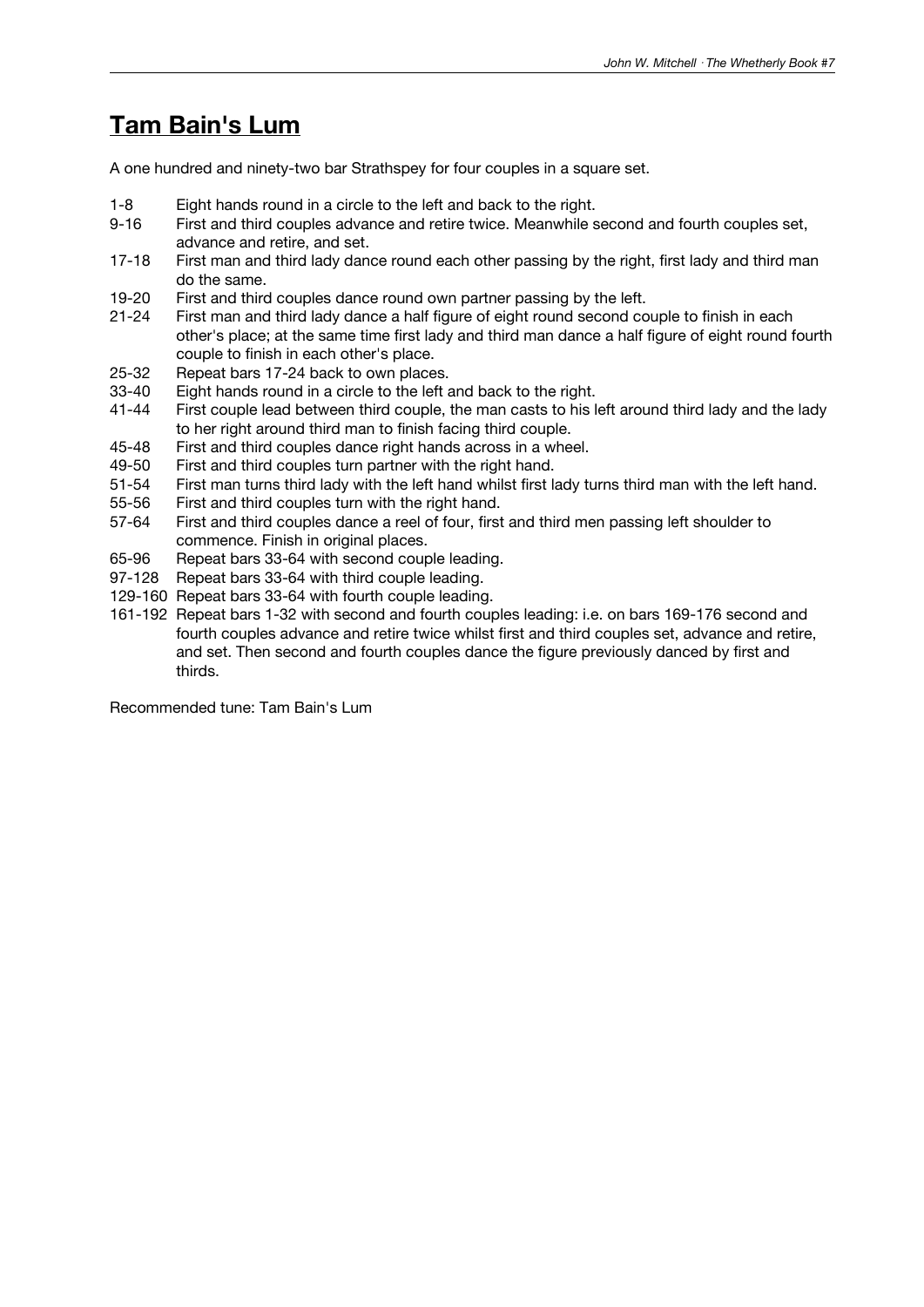# Tam Bain's Lum

A one hundred and ninety-two bar Strathspey for four couples in a square set.

| | |
|---|---|
| 1-8 | Eight hands round in a circle to the left and back to the right. |
| 9-16 | First and third couples advance and retire twice. Meanwhile second and fourth couples set, advance and retire, and set. |
| 17-18 | First man and third lady dance round each other passing by the right, first lady and third man do the same. |
| 19-20 | First and third couples dance round own partner passing by the left. |
| 21-24 | First man and third lady dance a half figure of eight round second couple to finish in each other's place; at the same time first lady and third man dance a half figure of eight round fourth couple to finish in each other's place. |
| 25-32 | Repeat bars 17-24 back to own places. |
| 33-40 | Eight hands round in a circle to the left and back to the right. |
| 41-44 | First couple lead between third couple, the man casts to his left around third lady and the lady to her right around third man to finish facing third couple. |
| 45-48 | First and third couples dance right hands across in a wheel. |
| 49-50 | First and third couples turn partner with the right hand. |
| 51-54 | First man turns third lady with the left hand whilst first lady turns third man with the left hand. |
| 55-56 | First and third couples turn with the right hand. |
| 57-64 | First and third couples dance a reel of four, first and third men passing left shoulder to commence. Finish in original places. |
| 65-96 | Repeat bars 33-64 with second couple leading. |
| 97-128 | Repeat bars 33-64 with third couple leading. |
| 129-160 | Repeat bars 33-64 with fourth couple leading. |
| 161-192 | Repeat bars 1-32 with second and fourth couples leading: i.e. on bars 169-176 second and fourth couples advance and retire twice whilst first and third couples set, advance and retire, and set. Then second and fourth couples dance the figure previously danced by first and thirds. |

Recommended tune: Tam Bain's Lum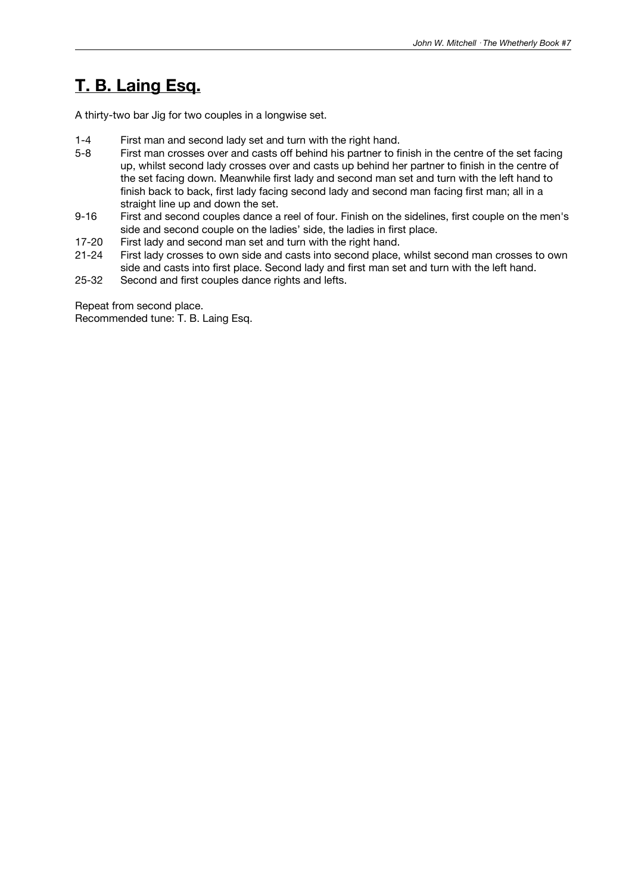# T. B. Laing Esq.

A thirty-two bar Jig for two couples in a longwise set.

- 1-4 First man and second lady set and turn with the right hand.
- 5-8 First man crosses over and casts off behind his partner to finish in the centre of the set facing up, whilst second lady crosses over and casts up behind her partner to finish in the centre of the set facing down. Meanwhile first lady and second man set and turn with the left hand to finish back to back, first lady facing second lady and second man facing first man; all in a straight line up and down the set.
- 9-16 First and second couples dance a reel of four. Finish on the sidelines, first couple on the men's side and second couple on the ladies' side, the ladies in first place.
- 17-20 First lady and second man set and turn with the right hand.
- 21-24 First lady crosses to own side and casts into second place, whilst second man crosses to own side and casts into first place. Second lady and first man set and turn with the left hand.
- 25-32 Second and first couples dance rights and lefts.

Repeat from second place.
Recommended tune: T. B. Laing Esq.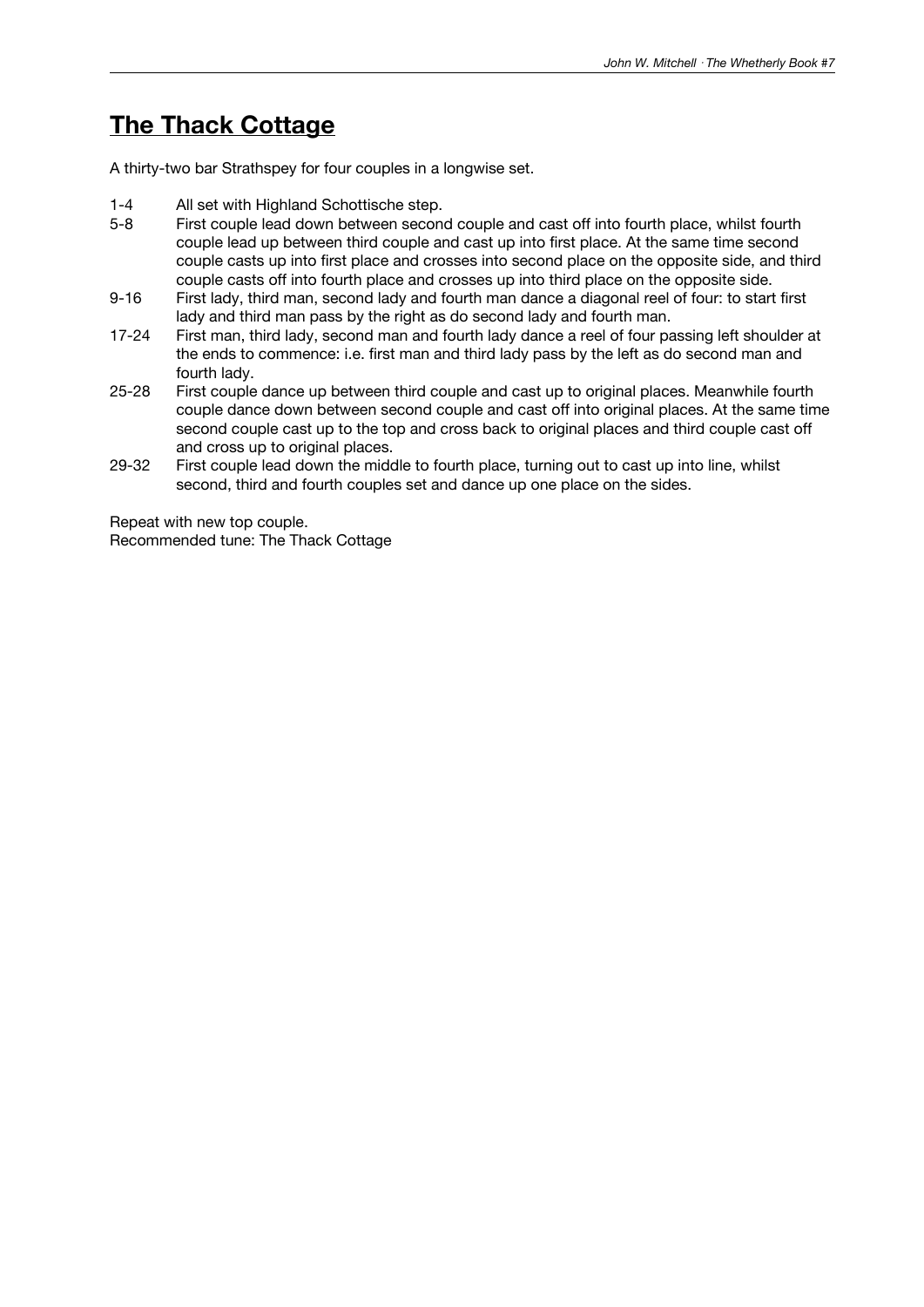# The Thack Cottage

A thirty-two bar Strathspey for four couples in a longwise set.

| | |
|---|---|
| 1-4 | All set with Highland Schottische step. |
| 5-8 | First couple lead down between second couple and cast off into fourth place, whilst fourth couple lead up between third couple and cast up into first place. At the same time second couple casts up into first place and crosses into second place on the opposite side, and third couple casts off into fourth place and crosses up into third place on the opposite side. |
| 9-16 | First lady, third man, second lady and fourth man dance a diagonal reel of four: to start first lady and third man pass by the right as do second lady and fourth man. |
| 17-24 | First man, third lady, second man and fourth lady dance a reel of four passing left shoulder at the ends to commence: i.e. first man and third lady pass by the left as do second man and fourth lady. |
| 25-28 | First couple dance up between third couple and cast up to original places. Meanwhile fourth couple dance down between second couple and cast off into original places. At the same time second couple cast up to the top and cross back to original places and third couple cast off and cross up to original places. |
| 29-32 | First couple lead down the middle to fourth place, turning out to cast up into line, whilst second, third and fourth couples set and dance up one place on the sides. |

Repeat with new top couple.
Recommended tune: The Thack Cottage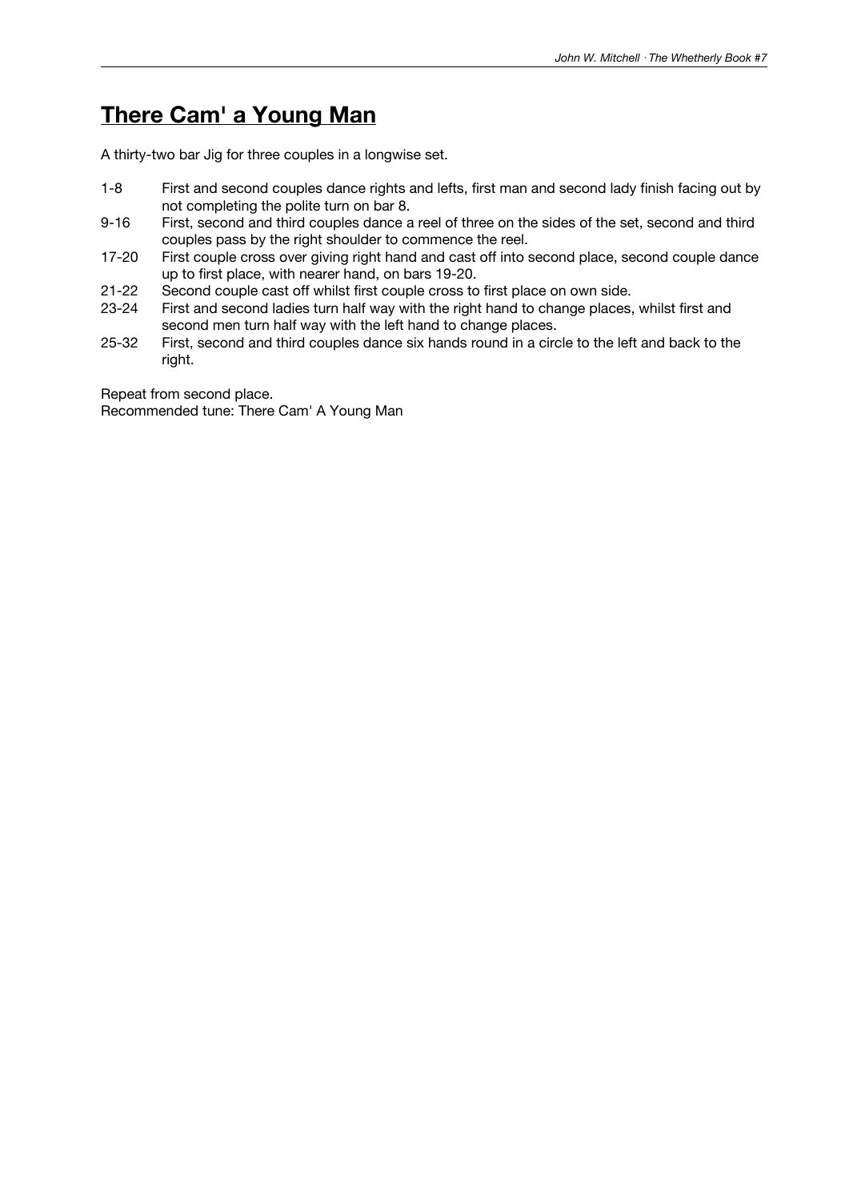## There Cam' a Young Man

A thirty-two bar Jig for three couples in a longwise set.

| | |
|---|---|
| 1-8 | First and second couples dance rights and lefts, first man and second lady finish facing out by not completing the polite turn on bar 8. |
| 9-16 | First, second and third couples dance a reel of three on the sides of the set, second and third couples pass by the right shoulder to commence the reel. |
| 17-20 | First couple cross over giving right hand and cast off into second place, second couple dance up to first place, with nearer hand, on bars 19-20. |
| 21-22 | Second couple cast off whilst first couple cross to first place on own side. |
| 23-24 | First and second ladies turn half way with the right hand to change places, whilst first and second men turn half way with the left hand to change places. |
| 25-32 | First, second and third couples dance six hands round in a circle to the left and back to the right. |

Repeat from second place.
Recommended tune: There Cam' A Young Man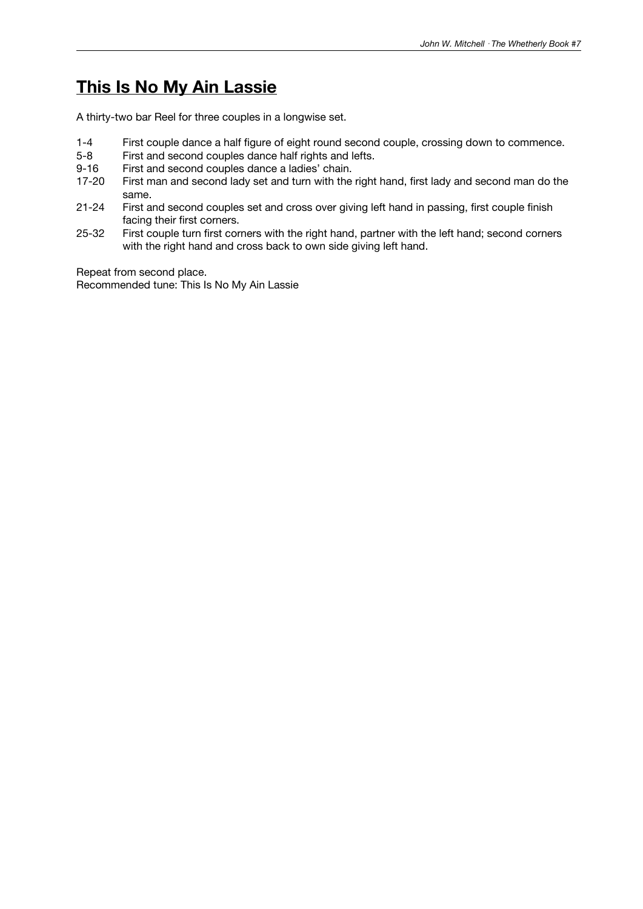# This Is No My Ain Lassie

A thirty-two bar Reel for three couples in a longwise set.

| | |
|---|---|
| 1-4 | First couple dance a half figure of eight round second couple, crossing down to commence. |
| 5-8 | First and second couples dance half rights and lefts. |
| 9-16 | First and second couples dance a ladies' chain. |
| 17-20 | First man and second lady set and turn with the right hand, first lady and second man do the same. |
| 21-24 | First and second couples set and cross over giving left hand in passing, first couple finish facing their first corners. |
| 25-32 | First couple turn first corners with the right hand, partner with the left hand; second corners with the right hand and cross back to own side giving left hand. |

Repeat from second place.
Recommended tune: This Is No My Ain Lassie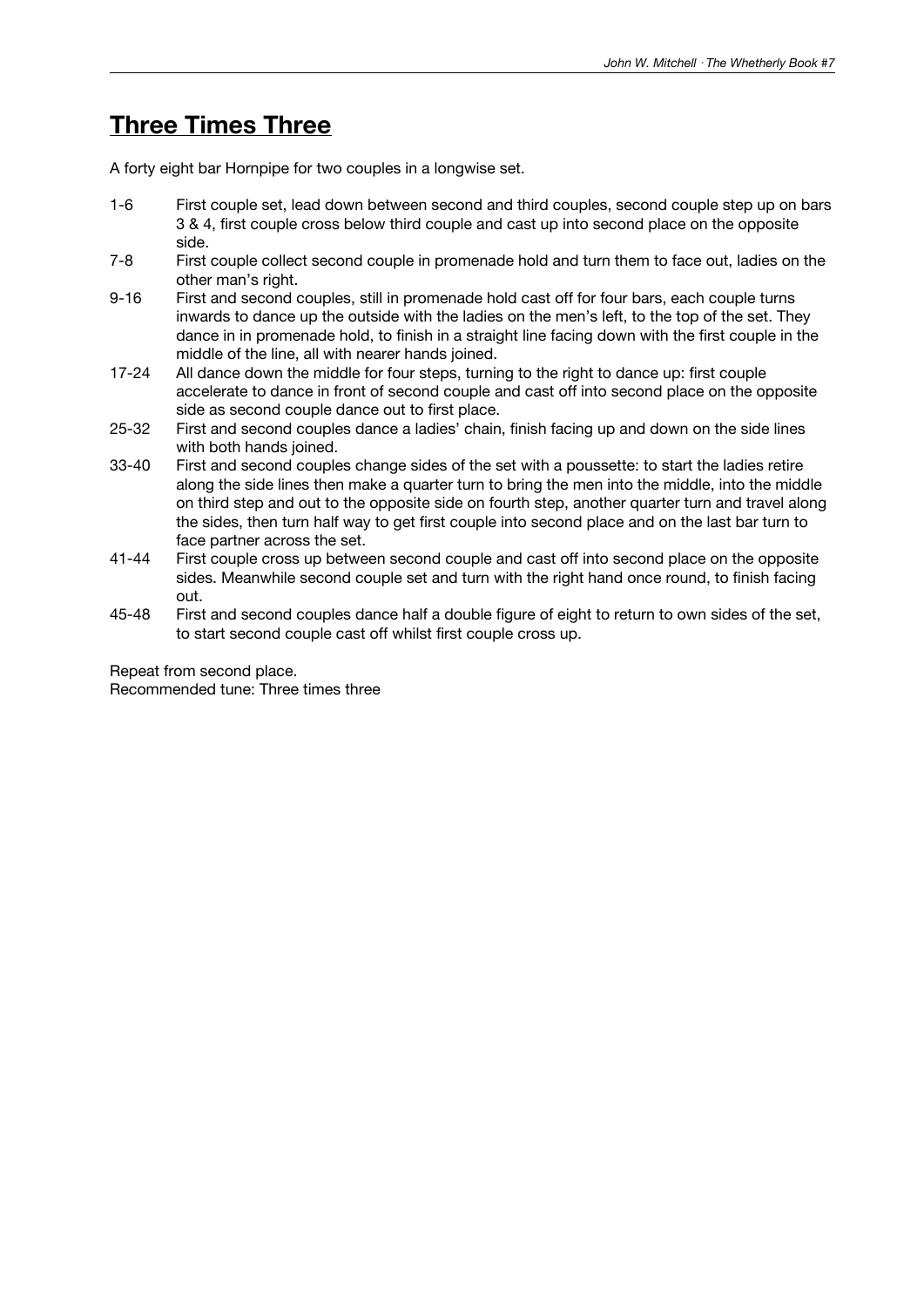# Three Times Three

A forty eight bar Hornpipe for two couples in a longwise set.

| | |
|---|---|
| 1-6 | First couple set, lead down between second and third couples, second couple step up on bars 3 & 4, first couple cross below third couple and cast up into second place on the opposite side. |
| 7-8 | First couple collect second couple in promenade hold and turn them to face out, ladies on the other man's right. |
| 9-16 | First and second couples, still in promenade hold cast off for four bars, each couple turns inwards to dance up the outside with the ladies on the men's left, to the top of the set. They dance in in promenade hold, to finish in a straight line facing down with the first couple in the middle of the line, all with nearer hands joined. |
| 17-24 | All dance down the middle for four steps, turning to the right to dance up: first couple accelerate to dance in front of second couple and cast off into second place on the opposite side as second couple dance out to first place. |
| 25-32 | First and second couples dance a ladies' chain, finish facing up and down on the side lines with both hands joined. |
| 33-40 | First and second couples change sides of the set with a poussette: to start the ladies retire along the side lines then make a quarter turn to bring the men into the middle, into the middle on third step and out to the opposite side on fourth step, another quarter turn and travel along the sides, then turn half way to get first couple into second place and on the last bar turn to face partner across the set. |
| 41-44 | First couple cross up between second couple and cast off into second place on the opposite sides. Meanwhile second couple set and turn with the right hand once round, to finish facing out. |
| 45-48 | First and second couples dance half a double figure of eight to return to own sides of the set, to start second couple cast off whilst first couple cross up. |

Repeat from second place.
Recommended tune: Three times three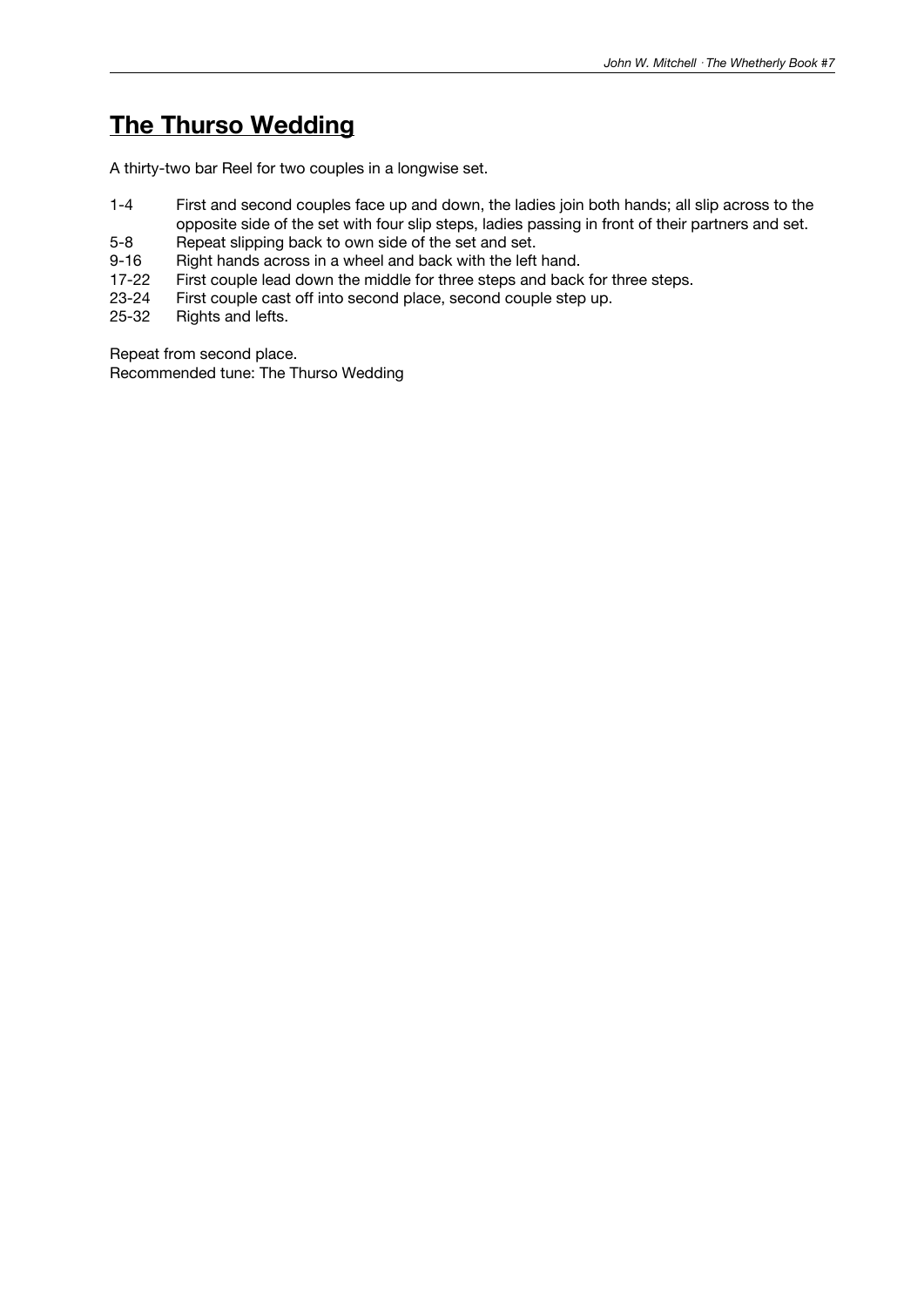## The Thurso Wedding

A thirty-two bar Reel for two couples in a longwise set.

| | |
|---|---|
| 1-4 | First and second couples face up and down, the ladies join both hands; all slip across to the opposite side of the set with four slip steps, ladies passing in front of their partners and set. |
| 5-8 | Repeat slipping back to own side of the set and set. |
| 9-16 | Right hands across in a wheel and back with the left hand. |
| 17-22 | First couple lead down the middle for three steps and back for three steps. |
| 23-24 | First couple cast off into second place, second couple step up. |
| 25-32 | Rights and lefts. |

Repeat from second place.
Recommended tune: The Thurso Wedding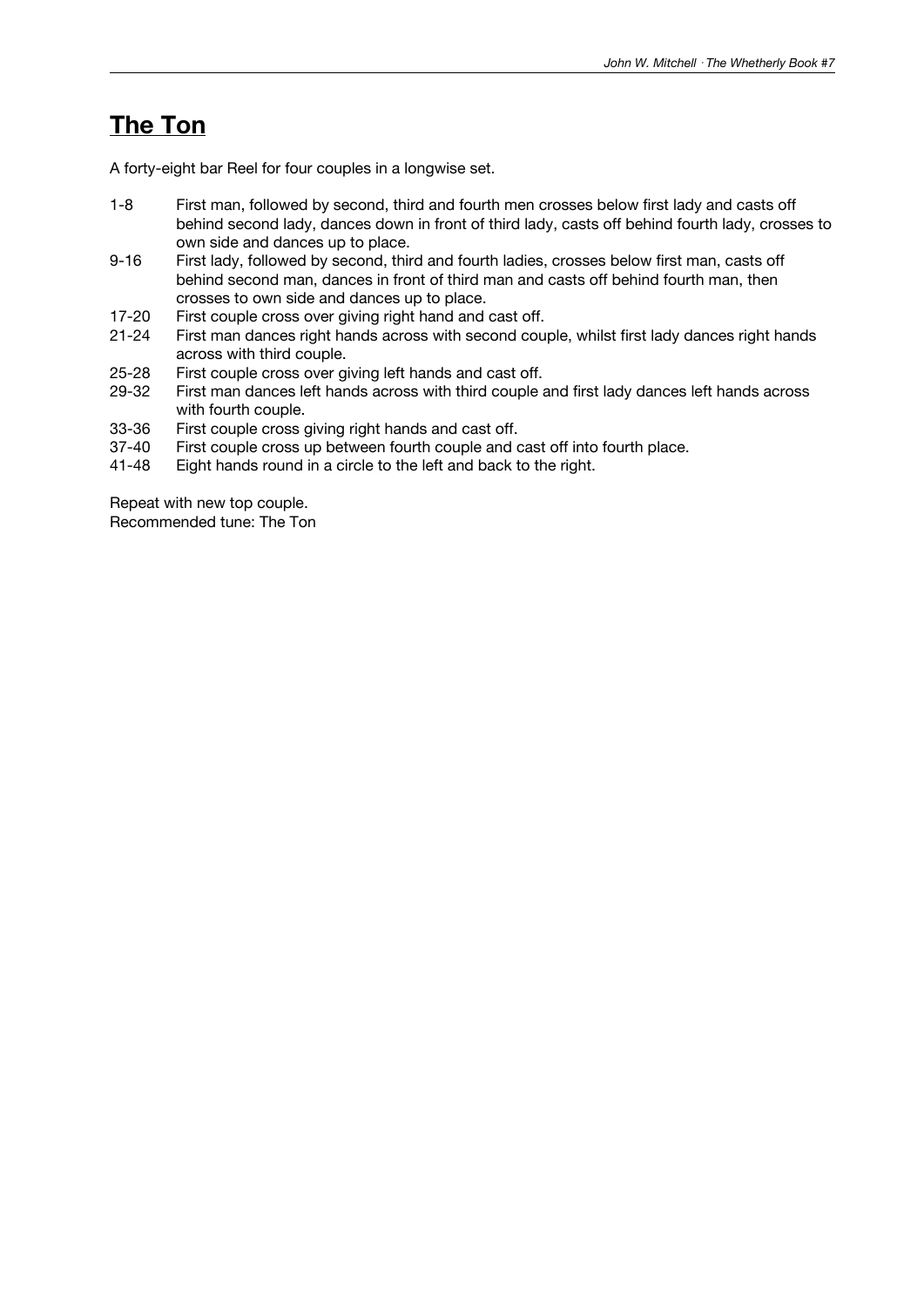# The Ton

A forty-eight bar Reel for four couples in a longwise set.

| | |
|---|---|
| 1-8 | First man, followed by second, third and fourth men crosses below first lady and casts off behind second lady, dances down in front of third lady, casts off behind fourth lady, crosses to own side and dances up to place. |
| 9-16 | First lady, followed by second, third and fourth ladies, crosses below first man, casts off behind second man, dances in front of third man and casts off behind fourth man, then crosses to own side and dances up to place. |
| 17-20 | First couple cross over giving right hand and cast off. |
| 21-24 | First man dances right hands across with second couple, whilst first lady dances right hands across with third couple. |
| 25-28 | First couple cross over giving left hands and cast off. |
| 29-32 | First man dances left hands across with third couple and first lady dances left hands across with fourth couple. |
| 33-36 | First couple cross giving right hands and cast off. |
| 37-40 | First couple cross up between fourth couple and cast off into fourth place. |
| 41-48 | Eight hands round in a circle to the left and back to the right. |

Repeat with new top couple.
Recommended tune: The Ton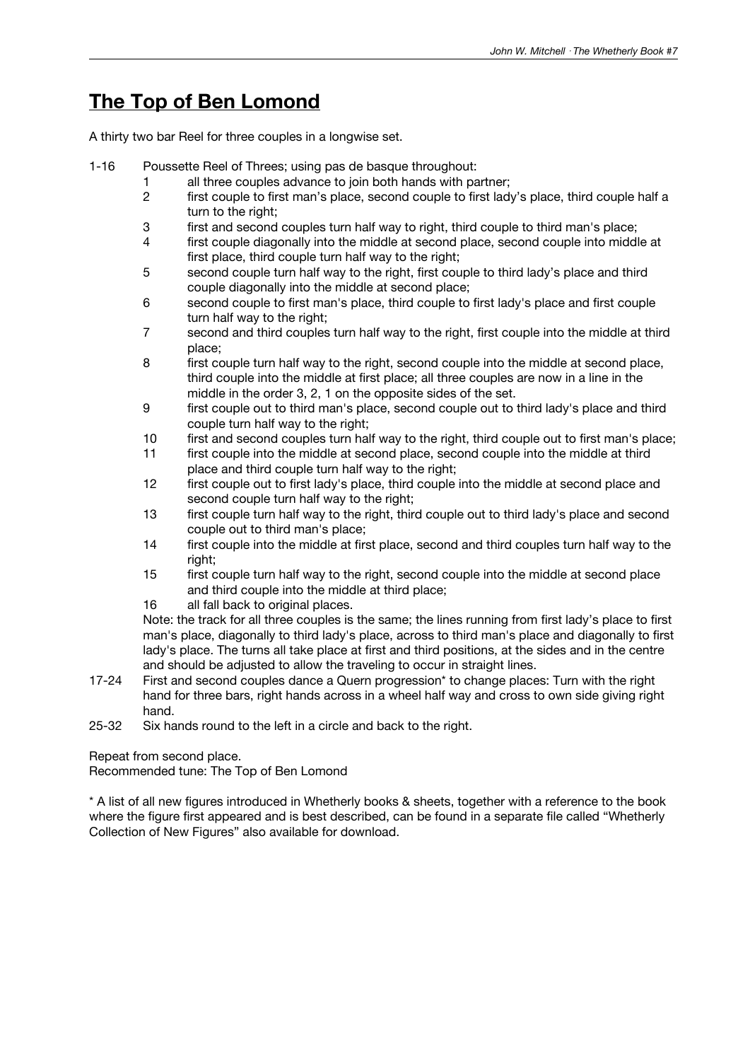# The Top of Ben Lomond

A thirty two bar Reel for three couples in a longwise set.

1-16 Poussette Reel of Threes; using pas de basque throughout:

1. all three couples advance to join both hands with partner;
2. first couple to first man's place, second couple to first lady's place, third couple half a turn to the right;
3. first and second couples turn half way to right, third couple to third man's place;
4. first couple diagonally into the middle at second place, second couple into middle at first place, third couple turn half way to the right;
5. second couple turn half way to the right, first couple to third lady's place and third couple diagonally into the middle at second place;
6. second couple to first man's place, third couple to first lady's place and first couple turn half way to the right;
7. second and third couples turn half way to the right, first couple into the middle at third place;
8. first couple turn half way to the right, second couple into the middle at second place, third couple into the middle at first place; all three couples are now in a line in the middle in the order 3, 2, 1 on the opposite sides of the set.
9. first couple out to third man's place, second couple out to third lady's place and third couple turn half way to the right;
10. first and second couples turn half way to the right, third couple out to first man's place;
11. first couple into the middle at second place, second couple into the middle at third place and third couple turn half way to the right;
12. first couple out to first lady's place, third couple into the middle at second place and second couple turn half way to the right;
13. first couple turn half way to the right, third couple out to third lady's place and second couple out to third man's place;
14. first couple into the middle at first place, second and third couples turn half way to the right;
15. first couple turn half way to the right, second couple into the middle at second place and third couple into the middle at third place;
16. all fall back to original places.

Note: the track for all three couples is the same; the lines running from first lady's place to first man's place, diagonally to third lady's place, across to third man's place and diagonally to first lady's place. The turns all take place at first and third positions, at the sides and in the centre and should be adjusted to allow the traveling to occur in straight lines.

17-24 First and second couples dance a Quern progression* to change places: Turn with the right hand for three bars, right hands across in a wheel half way and cross to own side giving right hand.

25-32 Six hands round to the left in a circle and back to the right.

Repeat from second place.
Recommended tune: The Top of Ben Lomond

* A list of all new figures introduced in Whetherly books & sheets, together with a reference to the book where the figure first appeared and is best described, can be found in a separate file called "Whetherly Collection of New Figures" also available for download.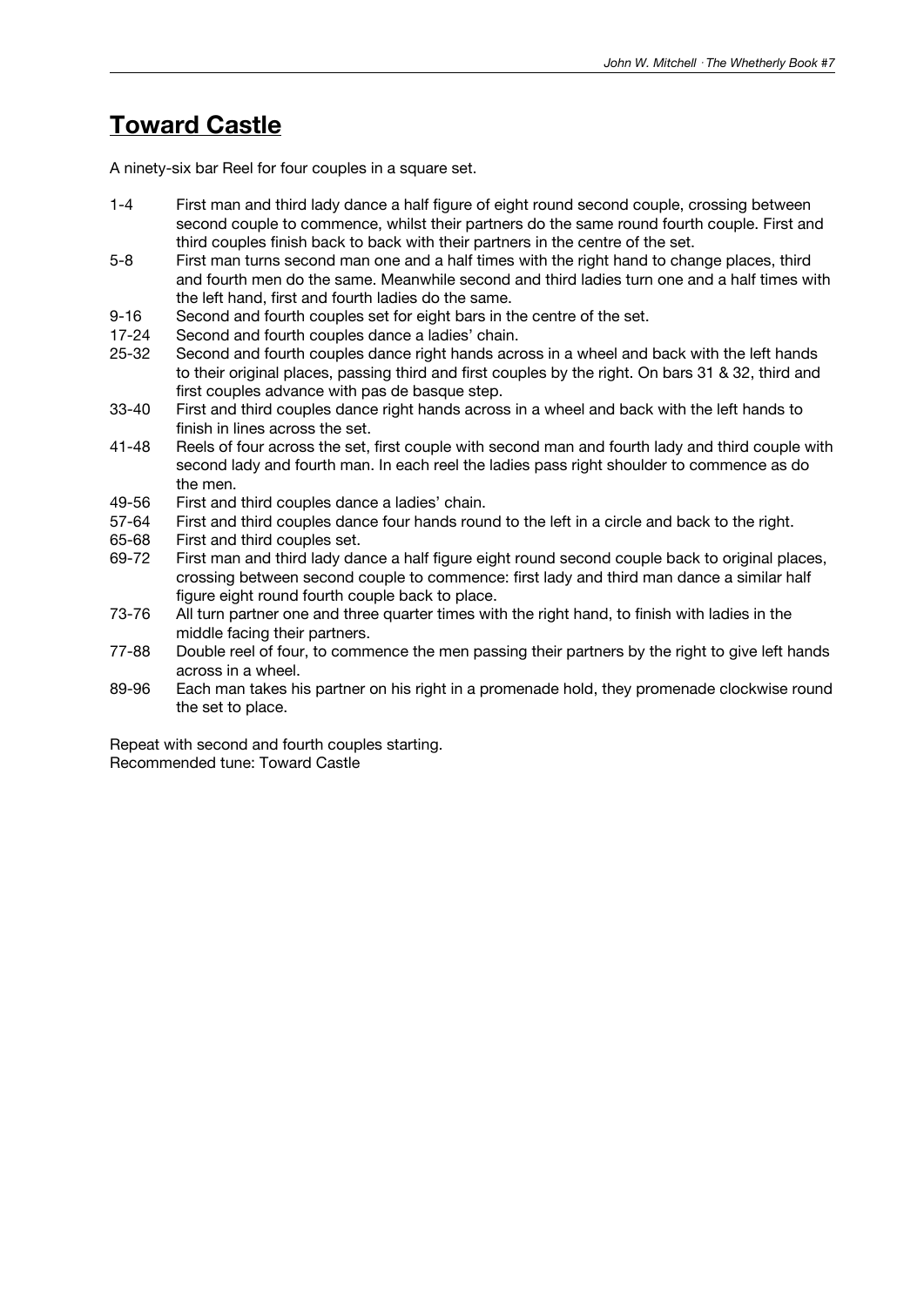# Toward Castle

A ninety-six bar Reel for four couples in a square set.

| | |
|---|---|
| 1-4 | First man and third lady dance a half figure of eight round second couple, crossing between second couple to commence, whilst their partners do the same round fourth couple. First and third couples finish back to back with their partners in the centre of the set. |
| 5-8 | First man turns second man one and a half times with the right hand to change places, third and fourth men do the same. Meanwhile second and third ladies turn one and a half times with the left hand, first and fourth ladies do the same. |
| 9-16 | Second and fourth couples set for eight bars in the centre of the set. |
| 17-24 | Second and fourth couples dance a ladies' chain. |
| 25-32 | Second and fourth couples dance right hands across in a wheel and back with the left hands to their original places, passing third and first couples by the right. On bars 31 & 32, third and first couples advance with pas de basque step. |
| 33-40 | First and third couples dance right hands across in a wheel and back with the left hands to finish in lines across the set. |
| 41-48 | Reels of four across the set, first couple with second man and fourth lady and third couple with second lady and fourth man. In each reel the ladies pass right shoulder to commence as do the men. |
| 49-56 | First and third couples dance a ladies' chain. |
| 57-64 | First and third couples dance four hands round to the left in a circle and back to the right. |
| 65-68 | First and third couples set. |
| 69-72 | First man and third lady dance a half figure eight round second couple back to original places, crossing between second couple to commence: first lady and third man dance a similar half figure eight round fourth couple back to place. |
| 73-76 | All turn partner one and three quarter times with the right hand, to finish with ladies in the middle facing their partners. |
| 77-88 | Double reel of four, to commence the men passing their partners by the right to give left hands across in a wheel. |
| 89-96 | Each man takes his partner on his right in a promenade hold, they promenade clockwise round the set to place. |

Repeat with second and fourth couples starting.
Recommended tune: Toward Castle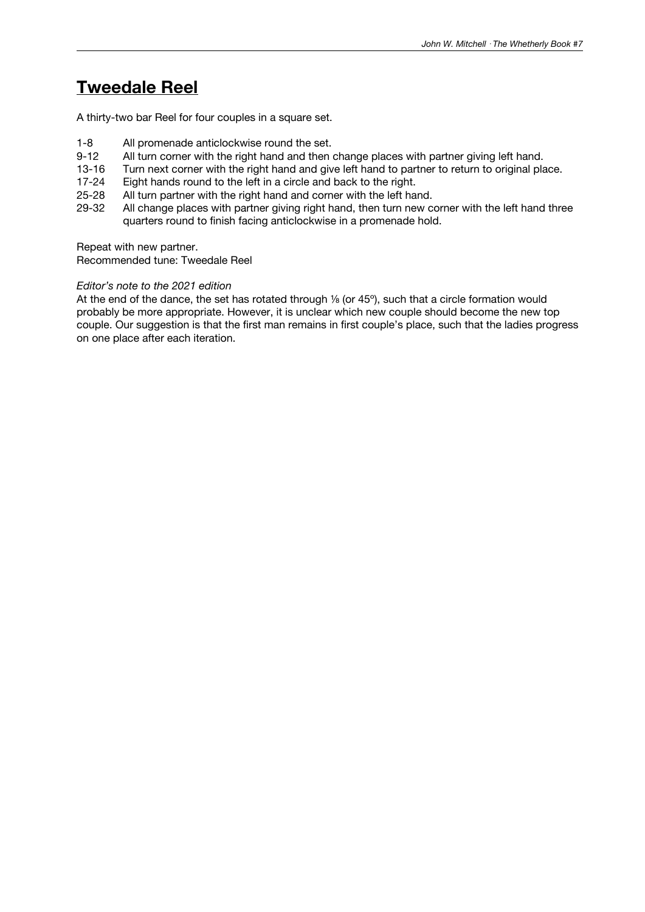# Tweedale Reel

A thirty-two bar Reel for four couples in a square set.

- 1-8 All promenade anticlockwise round the set.
- 9-12 All turn corner with the right hand and then change places with partner giving left hand.
- 13-16 Turn next corner with the right hand and give left hand to partner to return to original place.
- 17-24 Eight hands round to the left in a circle and back to the right.
- 25-28 All turn partner with the right hand and corner with the left hand.
- 29-32 All change places with partner giving right hand, then turn new corner with the left hand three quarters round to finish facing anticlockwise in a promenade hold.

Repeat with new partner.
Recommended tune: Tweedale Reel

*Editor's note to the 2021 edition*

At the end of the dance, the set has rotated through ⅛ (or 45º), such that a circle formation would probably be more appropriate. However, it is unclear which new couple should become the new top couple. Our suggestion is that the first man remains in first couple's place, such that the ladies progress on one place after each iteration.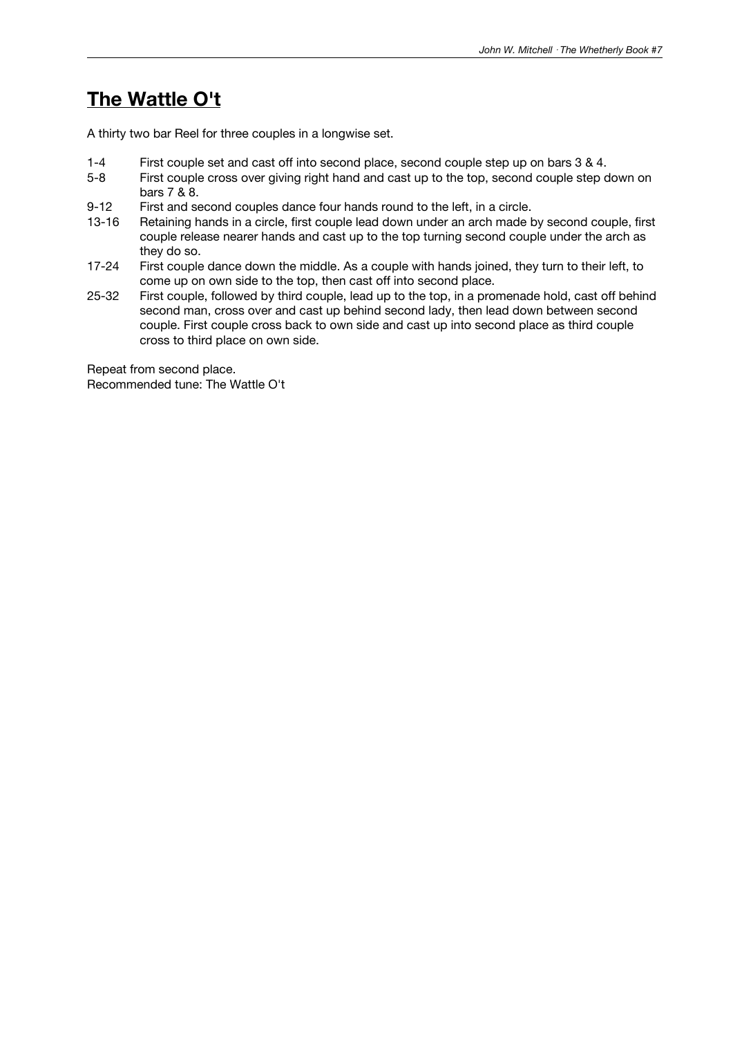## The Wattle O't

A thirty two bar Reel for three couples in a longwise set.

| | |
|---|---|
| 1-4 | First couple set and cast off into second place, second couple step up on bars 3 & 4. |
| 5-8 | First couple cross over giving right hand and cast up to the top, second couple step down on bars 7 & 8. |
| 9-12 | First and second couples dance four hands round to the left, in a circle. |
| 13-16 | Retaining hands in a circle, first couple lead down under an arch made by second couple, first couple release nearer hands and cast up to the top turning second couple under the arch as they do so. |
| 17-24 | First couple dance down the middle. As a couple with hands joined, they turn to their left, to come up on own side to the top, then cast off into second place. |
| 25-32 | First couple, followed by third couple, lead up to the top, in a promenade hold, cast off behind second man, cross over and cast up behind second lady, then lead down between second couple. First couple cross back to own side and cast up into second place as third couple cross to third place on own side. |

Repeat from second place.
Recommended tune: The Wattle O't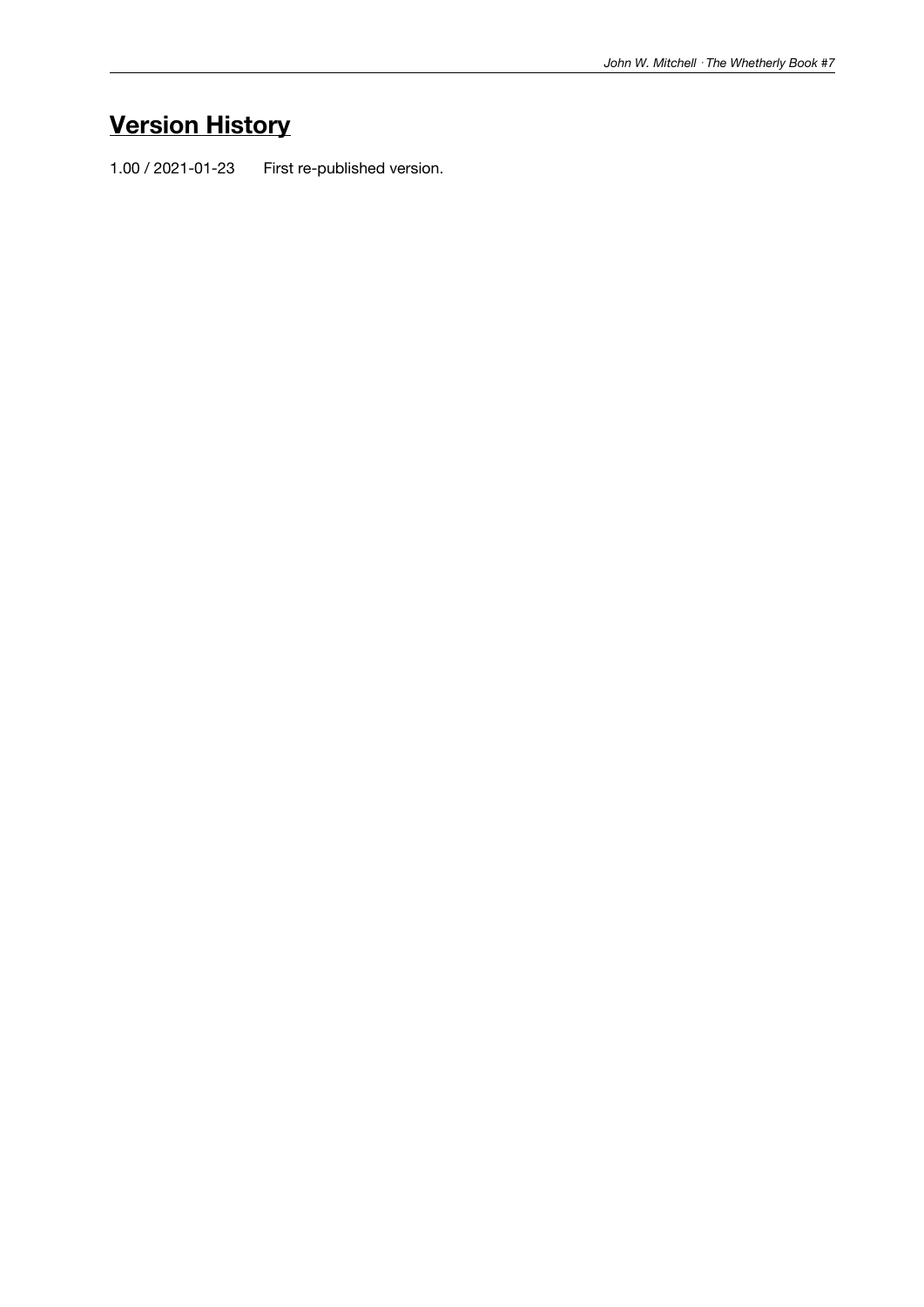## Version History

1.00 / 2021-01-23 First re-published version.